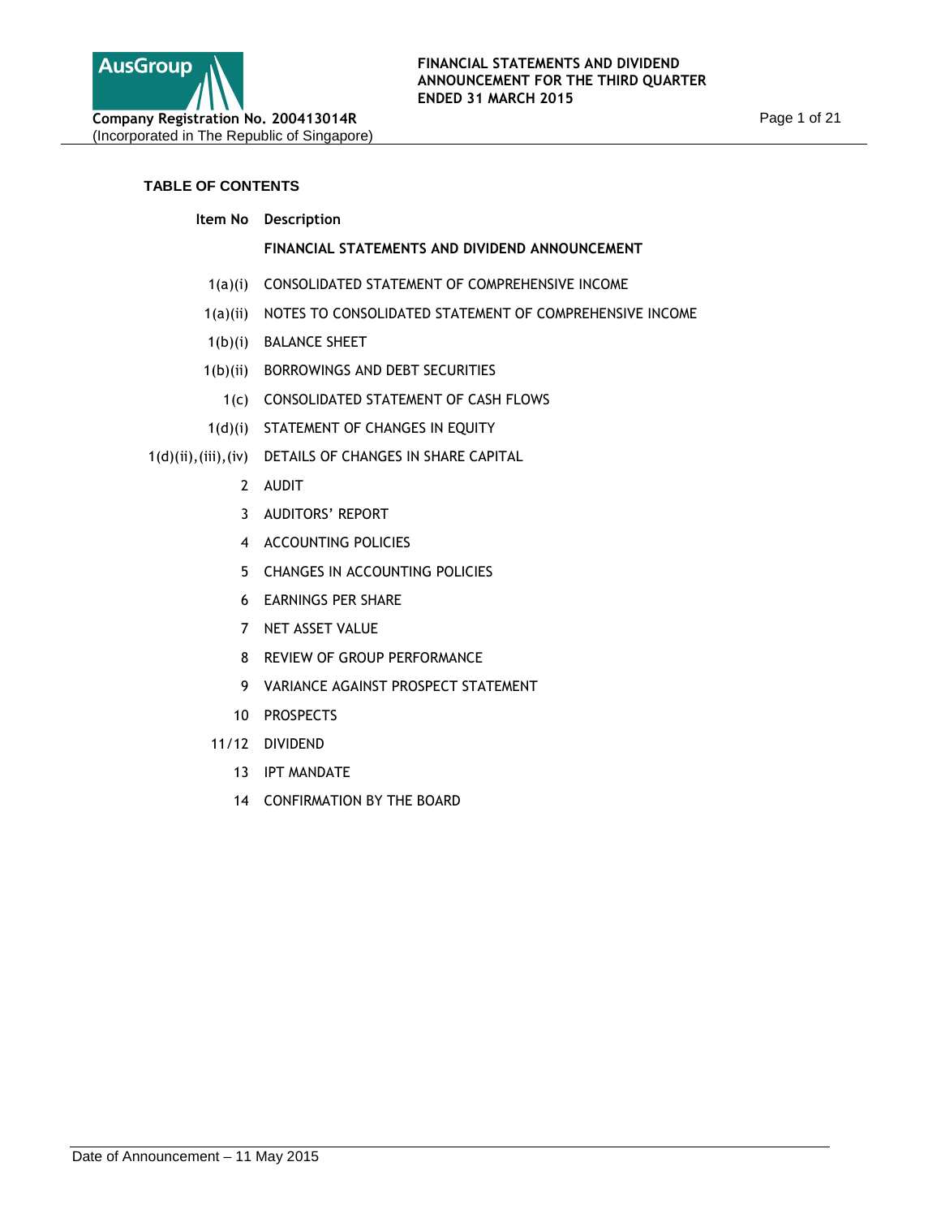AusGroup

**Company Registration No. 200413014R**
(Incorporated in The Republic of Singapore)

**FINANCIAL STATEMENTS AND DIVIDEND ANNOUNCEMENT FOR THE THIRD QUARTER ENDED 31 MARCH 2015**

**TABLE OF CONTENTS**

| Item No | Description |
|---|---|
| | **FINANCIAL STATEMENTS AND DIVIDEND ANNOUNCEMENT** |
| 1(a)(i) | CONSOLIDATED STATEMENT OF COMPREHENSIVE INCOME |
| 1(a)(ii) | NOTES TO CONSOLIDATED STATEMENT OF COMPREHENSIVE INCOME |
| 1(b)(i) | BALANCE SHEET |
| 1(b)(ii) | BORROWINGS AND DEBT SECURITIES |
| 1(c) | CONSOLIDATED STATEMENT OF CASH FLOWS |
| 1(d)(i) | STATEMENT OF CHANGES IN EQUITY |
| 1(d)(ii),(iii),(iv) | DETAILS OF CHANGES IN SHARE CAPITAL |
| 2 | AUDIT |
| 3 | AUDITORS' REPORT |
| 4 | ACCOUNTING POLICIES |
| 5 | CHANGES IN ACCOUNTING POLICIES |
| 6 | EARNINGS PER SHARE |
| 7 | NET ASSET VALUE |
| 8 | REVIEW OF GROUP PERFORMANCE |
| 9 | VARIANCE AGAINST PROSPECT STATEMENT |
| 10 | PROSPECTS |
| 11/12 | DIVIDEND |
| 13 | IPT MANDATE |
| 14 | CONFIRMATION BY THE BOARD |

Date of Announcement – 11 May 2015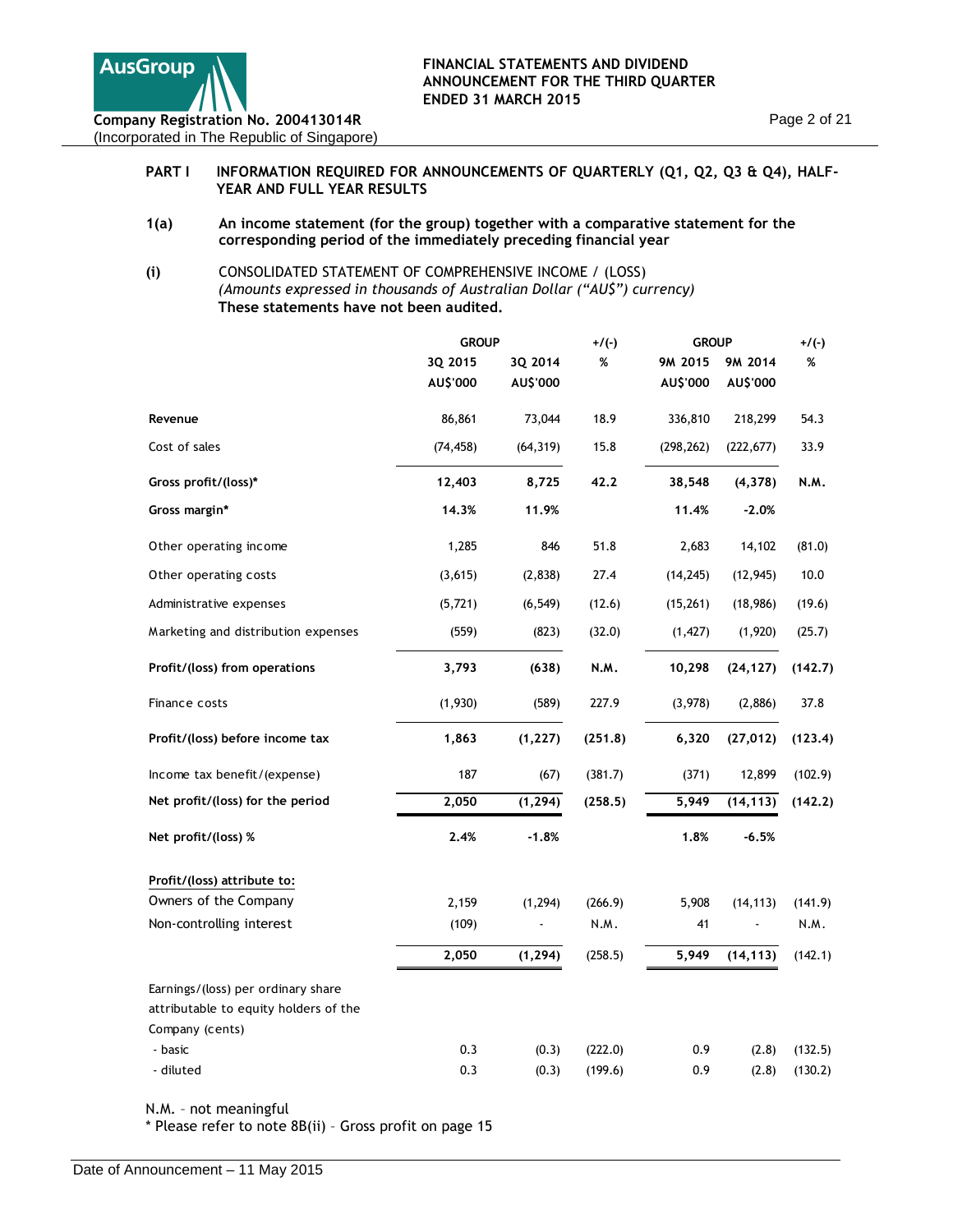## PART I INFORMATION REQUIRED FOR ANNOUNCEMENTS OF QUARTERLY (Q1, Q2, Q3 & Q4), HALF-YEAR AND FULL YEAR RESULTS

**1(a) An income statement (for the group) together with a comparative statement for the corresponding period of the immediately preceding financial year**

**(i)** CONSOLIDATED STATEMENT OF COMPREHENSIVE INCOME / (LOSS)
*(Amounts expressed in thousands of Australian Dollar ("AU$") currency)*
**These statements have not been audited.**

| | GROUP | | +/(-) | GROUP | | +/(-) |
|---|---|---|---|---|---|---|
| | 3Q 2015 | 3Q 2014 | % | 9M 2015 | 9M 2014 | % |
| | AU$'000 | AU$'000 | | AU$'000 | AU$'000 | |
| Revenue | 86,861 | 73,044 | 18.9 | 336,810 | 218,299 | 54.3 |
| Cost of sales | (74,458) | (64,319) | 15.8 | (298,262) | (222,677) | 33.9 |
| **Gross profit/(loss)*** | **12,403** | **8,725** | **42.2** | **38,548** | **(4,378)** | **N.M.** |
| **Gross margin*** | **14.3%** | **11.9%** | | **11.4%** | **-2.0%** | |
| Other operating income | 1,285 | 846 | 51.8 | 2,683 | 14,102 | (81.0) |
| Other operating costs | (3,615) | (2,838) | 27.4 | (14,245) | (12,945) | 10.0 |
| Administrative expenses | (5,721) | (6,549) | (12.6) | (15,261) | (18,986) | (19.6) |
| Marketing and distribution expenses | (559) | (823) | (32.0) | (1,427) | (1,920) | (25.7) |
| **Profit/(loss) from operations** | **3,793** | **(638)** | **N.M.** | **10,298** | **(24,127)** | **(142.7)** |
| Finance costs | (1,930) | (589) | 227.9 | (3,978) | (2,886) | 37.8 |
| **Profit/(loss) before income tax** | **1,863** | **(1,227)** | **(251.8)** | **6,320** | **(27,012)** | **(123.4)** |
| Income tax benefit/(expense) | 187 | (67) | (381.7) | (371) | 12,899 | (102.9) |
| **Net profit/(loss) for the period** | **2,050** | **(1,294)** | **(258.5)** | **5,949** | **(14,113)** | **(142.2)** |
| **Net profit/(loss) %** | **2.4%** | **-1.8%** | | **1.8%** | **-6.5%** | |
| **Profit/(loss) attribute to:** | | | | | | |
| Owners of the Company | 2,159 | (1,294) | (266.9) | 5,908 | (14,113) | (141.9) |
| Non-controlling interest | (109) | - | N.M. | 41 | - | N.M. |
| | **2,050** | **(1,294)** | (258.5) | **5,949** | **(14,113)** | (142.1) |
| Earnings/(loss) per ordinary share attributable to equity holders of the Company (cents) | | | | | | |
| - basic | 0.3 | (0.3) | (222.0) | 0.9 | (2.8) | (132.5) |
| - diluted | 0.3 | (0.3) | (199.6) | 0.9 | (2.8) | (130.2) |

N.M. – not meaningful
* Please refer to note 8B(ii) – Gross profit on page 15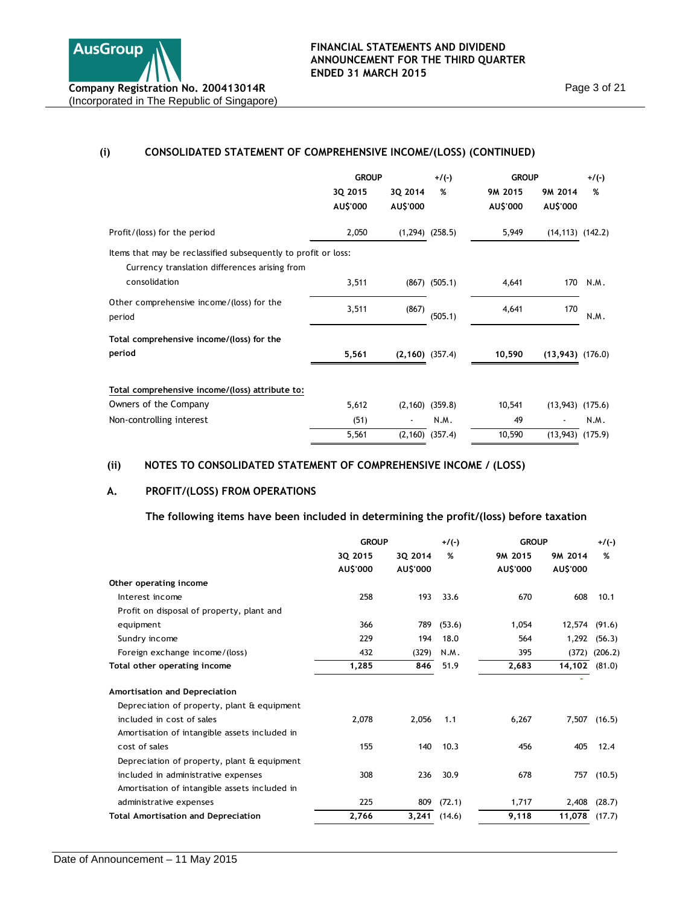### (i) CONSOLIDATED STATEMENT OF COMPREHENSIVE INCOME/(LOSS) (CONTINUED)

| | GROUP | | +/(-) | GROUP | | +/(-) |
|---|---|---|---|---|---|---|
| | 3Q 2015 AU$'000 | 3Q 2014 AU$'000 | % | 9M 2015 AU$'000 | 9M 2014 AU$'000 | % |
| Profit/(loss) for the period | 2,050 | (1,294) | (258.5) | 5,949 | (14,113) | (142.2) |
| Items that may be reclassified subsequently to profit or loss: | | | | | | |
| Currency translation differences arising from consolidation | 3,511 | (867) | (505.1) | 4,641 | 170 | N.M. |
| Other comprehensive income/(loss) for the period | 3,511 | (867) | (505.1) | 4,641 | 170 | N.M. |
| **Total comprehensive income/(loss) for the period** | **5,561** | **(2,160)** | (357.4) | **10,590** | **(13,943)** | (176.0) |
| **Total comprehensive income/(loss) attribute to:** | | | | | | |
| Owners of the Company | 5,612 | (2,160) | (359.8) | 10,541 | (13,943) | (175.6) |
| Non-controlling interest | (51) | - | N.M. | 49 | - | N.M. |
| | 5,561 | (2,160) | (357.4) | 10,590 | (13,943) | (175.9) |

### (ii) NOTES TO CONSOLIDATED STATEMENT OF COMPREHENSIVE INCOME / (LOSS)

### A. PROFIT/(LOSS) FROM OPERATIONS

**The following items have been included in determining the profit/(loss) before taxation**

| | GROUP | | +/(-) | GROUP | | +/(-) |
|---|---|---|---|---|---|---|
| | 3Q 2015 AU$'000 | 3Q 2014 AU$'000 | % | 9M 2015 AU$'000 | 9M 2014 AU$'000 | % |
| **Other operating income** | | | | | | |
| Interest income | 258 | 193 | 33.6 | 670 | 608 | 10.1 |
| Profit on disposal of property, plant and equipment | 366 | 789 | (53.6) | 1,054 | 12,574 | (91.6) |
| Sundry income | 229 | 194 | 18.0 | 564 | 1,292 | (56.3) |
| Foreign exchange income/(loss) | 432 | (329) | N.M. | 395 | (372) | (206.2) |
| **Total other operating income** | **1,285** | **846** | 51.9 | **2,683** | **14,102** | (81.0) |
| **Amortisation and Depreciation** | | | | | | |
| Depreciation of property, plant & equipment included in cost of sales | 2,078 | 2,056 | 1.1 | 6,267 | 7,507 | (16.5) |
| Amortisation of intangible assets included in cost of sales | 155 | 140 | 10.3 | 456 | 405 | 12.4 |
| Depreciation of property, plant & equipment included in administrative expenses | 308 | 236 | 30.9 | 678 | 757 | (10.5) |
| Amortisation of intangible assets included in administrative expenses | 225 | 809 | (72.1) | 1,717 | 2,408 | (28.7) |
| **Total Amortisation and Depreciation** | **2,766** | **3,241** | (14.6) | **9,118** | **11,078** | (17.7) |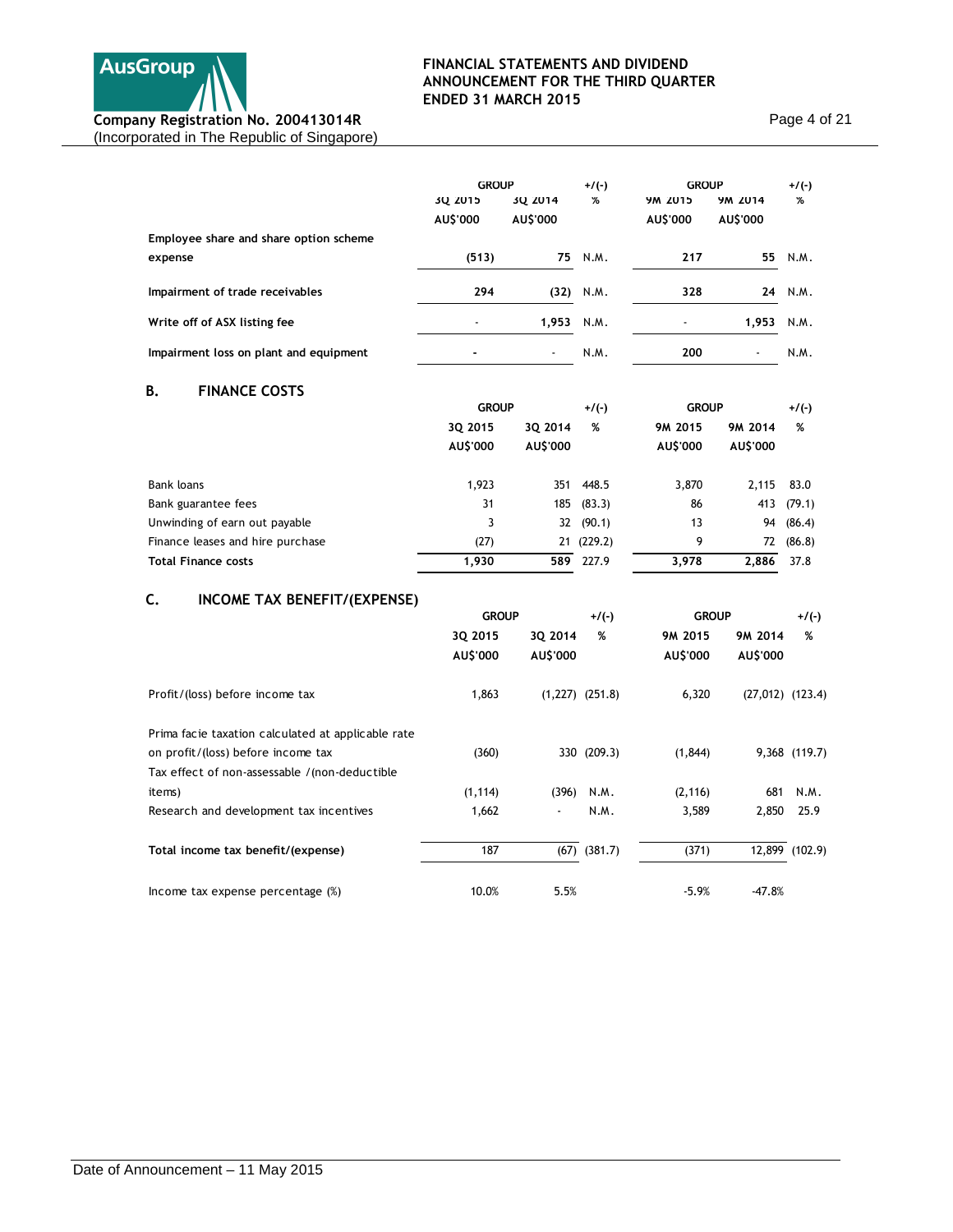| | GROUP | | +/(-) | GROUP | | +/(-) |
|---|---|---|---|---|---|---|
| | 3Q 2015 | 3Q 2014 | % | 9M 2015 | 9M 2014 | % |
| | AU$'000 | AU$'000 | | AU$'000 | AU$'000 | |
| **Employee share and share option scheme expense** | **(513)** | **75** | N.M. | **217** | **55** | N.M. |
| **Impairment of trade receivables** | **294** | **(32)** | N.M. | **328** | **24** | N.M. |
| **Write off of ASX listing fee** | - | **1,953** | N.M. | - | **1,953** | N.M. |
| **Impairment loss on plant and equipment** | - | - | N.M. | **200** | - | N.M. |

## B. FINANCE COSTS

| | GROUP | | +/(-) | GROUP | | +/(-) |
|---|---|---|---|---|---|---|
| | 3Q 2015 | 3Q 2014 | % | 9M 2015 | 9M 2014 | % |
| | AU$'000 | AU$'000 | | AU$'000 | AU$'000 | |
| Bank loans | 1,923 | 351 | 448.5 | 3,870 | 2,115 | 83.0 |
| Bank guarantee fees | 31 | 185 | (83.3) | 86 | 413 | (79.1) |
| Unwinding of earn out payable | 3 | 32 | (90.1) | 13 | 94 | (86.4) |
| Finance leases and hire purchase | (27) | 21 | (229.2) | 9 | 72 | (86.8) |
| **Total Finance costs** | **1,930** | **589** | 227.9 | **3,978** | **2,886** | 37.8 |

## C. INCOME TAX BENEFIT/(EXPENSE)

| | GROUP | | +/(-) | GROUP | | +/(-) |
|---|---|---|---|---|---|---|
| | 3Q 2015 | 3Q 2014 | % | 9M 2015 | 9M 2014 | % |
| | AU$'000 | AU$'000 | | AU$'000 | AU$'000 | |
| Profit/(loss) before income tax | 1,863 | (1,227) | (251.8) | 6,320 | (27,012) | (123.4) |
| Prima facie taxation calculated at applicable rate on profit/(loss) before income tax | (360) | 330 | (209.3) | (1,844) | 9,368 | (119.7) |
| Tax effect of non-assessable /(non-deductible items) | (1,114) | (396) | N.M. | (2,116) | 681 | N.M. |
| Research and development tax incentives | 1,662 | - | N.M. | 3,589 | 2,850 | 25.9 |
| **Total income tax benefit/(expense)** | 187 | (67) | (381.7) | (371) | 12,899 | (102.9) |
| Income tax expense percentage (%) | 10.0% | 5.5% | | -5.9% | -47.8% | |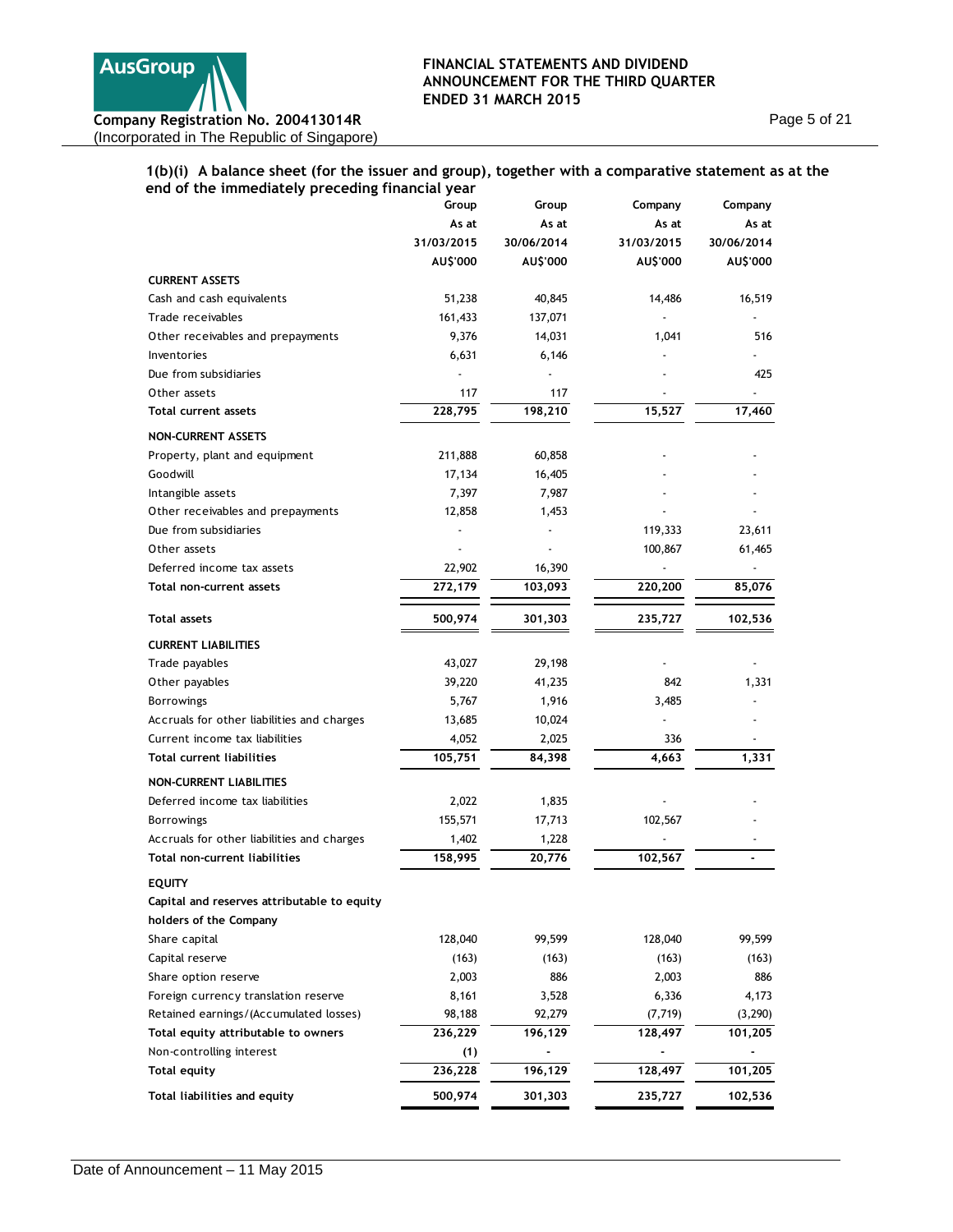### 1(b)(i) A balance sheet (for the issuer and group), together with a comparative statement as at the end of the immediately preceding financial year

| | Group As at 31/03/2015 AU$'000 | Group As at 30/06/2014 AU$'000 | Company As at 31/03/2015 AU$'000 | Company As at 30/06/2014 AU$'000 |
|---|---|---|---|---|
| **CURRENT ASSETS** | | | | |
| Cash and cash equivalents | 51,238 | 40,845 | 14,486 | 16,519 |
| Trade receivables | 161,433 | 137,071 | - | - |
| Other receivables and prepayments | 9,376 | 14,031 | 1,041 | 516 |
| Inventories | 6,631 | 6,146 | - | - |
| Due from subsidiaries | - | - | - | 425 |
| Other assets | 117 | 117 | - | - |
| **Total current assets** | **228,795** | **198,210** | **15,527** | **17,460** |
| **NON-CURRENT ASSETS** | | | | |
| Property, plant and equipment | 211,888 | 60,858 | - | - |
| Goodwill | 17,134 | 16,405 | - | - |
| Intangible assets | 7,397 | 7,987 | - | - |
| Other receivables and prepayments | 12,858 | 1,453 | - | - |
| Due from subsidiaries | - | - | 119,333 | 23,611 |
| Other assets | - | - | 100,867 | 61,465 |
| Deferred income tax assets | 22,902 | 16,390 | - | - |
| **Total non-current assets** | **272,179** | **103,093** | **220,200** | **85,076** |
| **Total assets** | **500,974** | **301,303** | **235,727** | **102,536** |
| **CURRENT LIABILITIES** | | | | |
| Trade payables | 43,027 | 29,198 | - | - |
| Other payables | 39,220 | 41,235 | 842 | 1,331 |
| Borrowings | 5,767 | 1,916 | 3,485 | - |
| Accruals for other liabilities and charges | 13,685 | 10,024 | - | - |
| Current income tax liabilities | 4,052 | 2,025 | 336 | - |
| **Total current liabilities** | **105,751** | **84,398** | **4,663** | **1,331** |
| **NON-CURRENT LIABILITIES** | | | | |
| Deferred income tax liabilities | 2,022 | 1,835 | - | - |
| Borrowings | 155,571 | 17,713 | 102,567 | - |
| Accruals for other liabilities and charges | 1,402 | 1,228 | - | - |
| **Total non-current liabilities** | **158,995** | **20,776** | **102,567** | **-** |
| **EQUITY** | | | | |
| **Capital and reserves attributable to equity holders of the Company** | | | | |
| Share capital | 128,040 | 99,599 | 128,040 | 99,599 |
| Capital reserve | (163) | (163) | (163) | (163) |
| Share option reserve | 2,003 | 886 | 2,003 | 886 |
| Foreign currency translation reserve | 8,161 | 3,528 | 6,336 | 4,173 |
| Retained earnings/(Accumulated losses) | 98,188 | 92,279 | (7,719) | (3,290) |
| **Total equity attributable to owners** | **236,229** | **196,129** | **128,497** | **101,205** |
| Non-controlling interest | **(1)** | **-** | **-** | **-** |
| **Total equity** | **236,228** | **196,129** | **128,497** | **101,205** |
| **Total liabilities and equity** | **500,974** | **301,303** | **235,727** | **102,536** |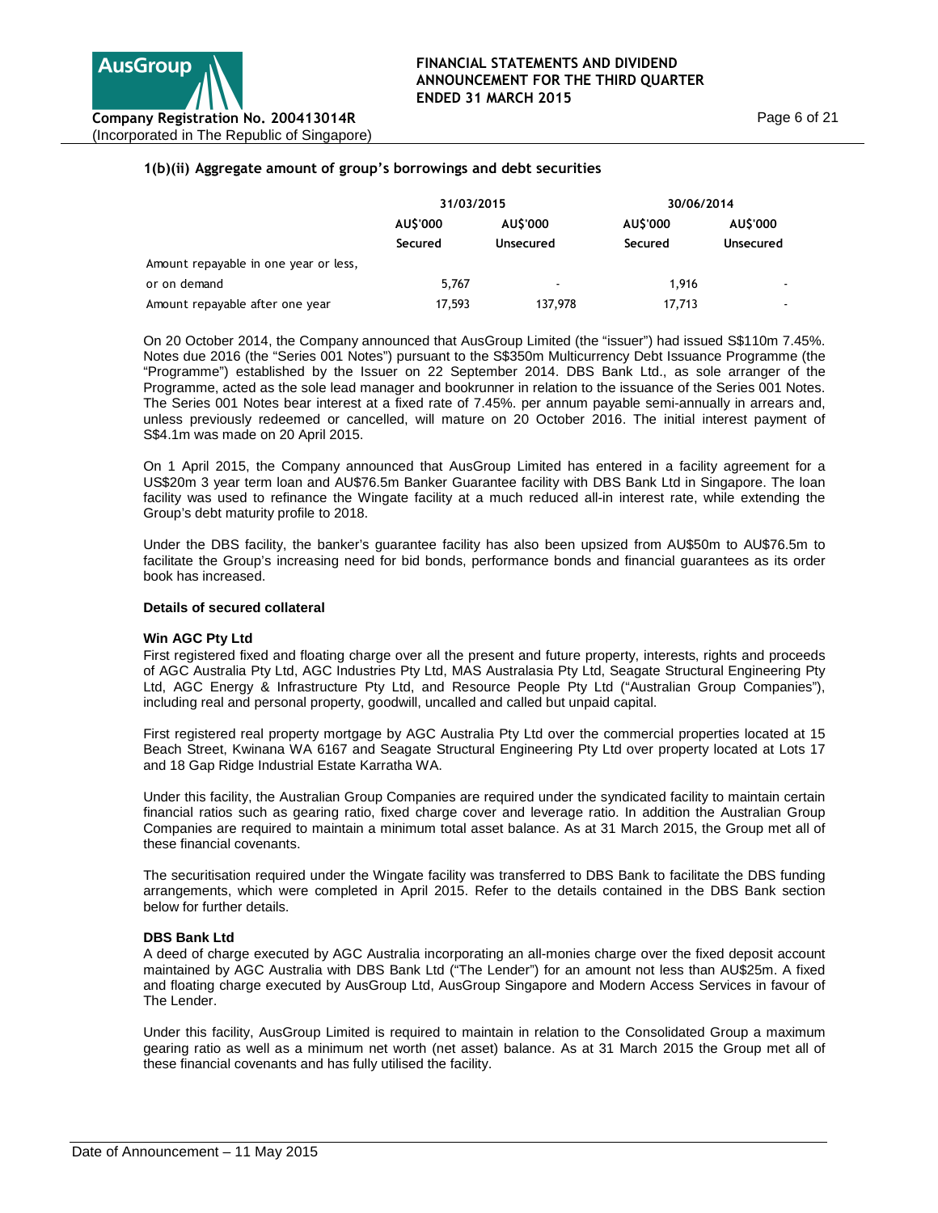### 1(b)(ii) Aggregate amount of group's borrowings and debt securities

| | 31/03/2015 | | 30/06/2014 | |
|---|---|---|---|---|
| | AU$'000 | AU$'000 | AU$'000 | AU$'000 |
| | Secured | Unsecured | Secured | Unsecured |
| Amount repayable in one year or less, or on demand | 5,767 | - | 1,916 | - |
| Amount repayable after one year | 17,593 | 137,978 | 17,713 | - |

On 20 October 2014, the Company announced that AusGroup Limited (the "issuer") had issued S$110m 7.45%. Notes due 2016 (the "Series 001 Notes") pursuant to the S$350m Multicurrency Debt Issuance Programme (the "Programme") established by the Issuer on 22 September 2014. DBS Bank Ltd., as sole arranger of the Programme, acted as the sole lead manager and bookrunner in relation to the issuance of the Series 001 Notes. The Series 001 Notes bear interest at a fixed rate of 7.45%. per annum payable semi-annually in arrears and, unless previously redeemed or cancelled, will mature on 20 October 2016. The initial interest payment of S$4.1m was made on 20 April 2015.

On 1 April 2015, the Company announced that AusGroup Limited has entered in a facility agreement for a US$20m 3 year term loan and AU$76.5m Banker Guarantee facility with DBS Bank Ltd in Singapore. The loan facility was used to refinance the Wingate facility at a much reduced all-in interest rate, while extending the Group's debt maturity profile to 2018.

Under the DBS facility, the banker's guarantee facility has also been upsized from AU$50m to AU$76.5m to facilitate the Group's increasing need for bid bonds, performance bonds and financial guarantees as its order book has increased.

**Details of secured collateral**

**Win AGC Pty Ltd**

First registered fixed and floating charge over all the present and future property, interests, rights and proceeds of AGC Australia Pty Ltd, AGC Industries Pty Ltd, MAS Australasia Pty Ltd, Seagate Structural Engineering Pty Ltd, AGC Energy & Infrastructure Pty Ltd, and Resource People Pty Ltd ("Australian Group Companies"), including real and personal property, goodwill, uncalled and called but unpaid capital.

First registered real property mortgage by AGC Australia Pty Ltd over the commercial properties located at 15 Beach Street, Kwinana WA 6167 and Seagate Structural Engineering Pty Ltd over property located at Lots 17 and 18 Gap Ridge Industrial Estate Karratha WA.

Under this facility, the Australian Group Companies are required under the syndicated facility to maintain certain financial ratios such as gearing ratio, fixed charge cover and leverage ratio. In addition the Australian Group Companies are required to maintain a minimum total asset balance. As at 31 March 2015, the Group met all of these financial covenants.

The securitisation required under the Wingate facility was transferred to DBS Bank to facilitate the DBS funding arrangements, which were completed in April 2015. Refer to the details contained in the DBS Bank section below for further details.

**DBS Bank Ltd**

A deed of charge executed by AGC Australia incorporating an all-monies charge over the fixed deposit account maintained by AGC Australia with DBS Bank Ltd ("The Lender") for an amount not less than AU$25m. A fixed and floating charge executed by AusGroup Ltd, AusGroup Singapore and Modern Access Services in favour of The Lender.

Under this facility, AusGroup Limited is required to maintain in relation to the Consolidated Group a maximum gearing ratio as well as a minimum net worth (net asset) balance. As at 31 March 2015 the Group met all of these financial covenants and has fully utilised the facility.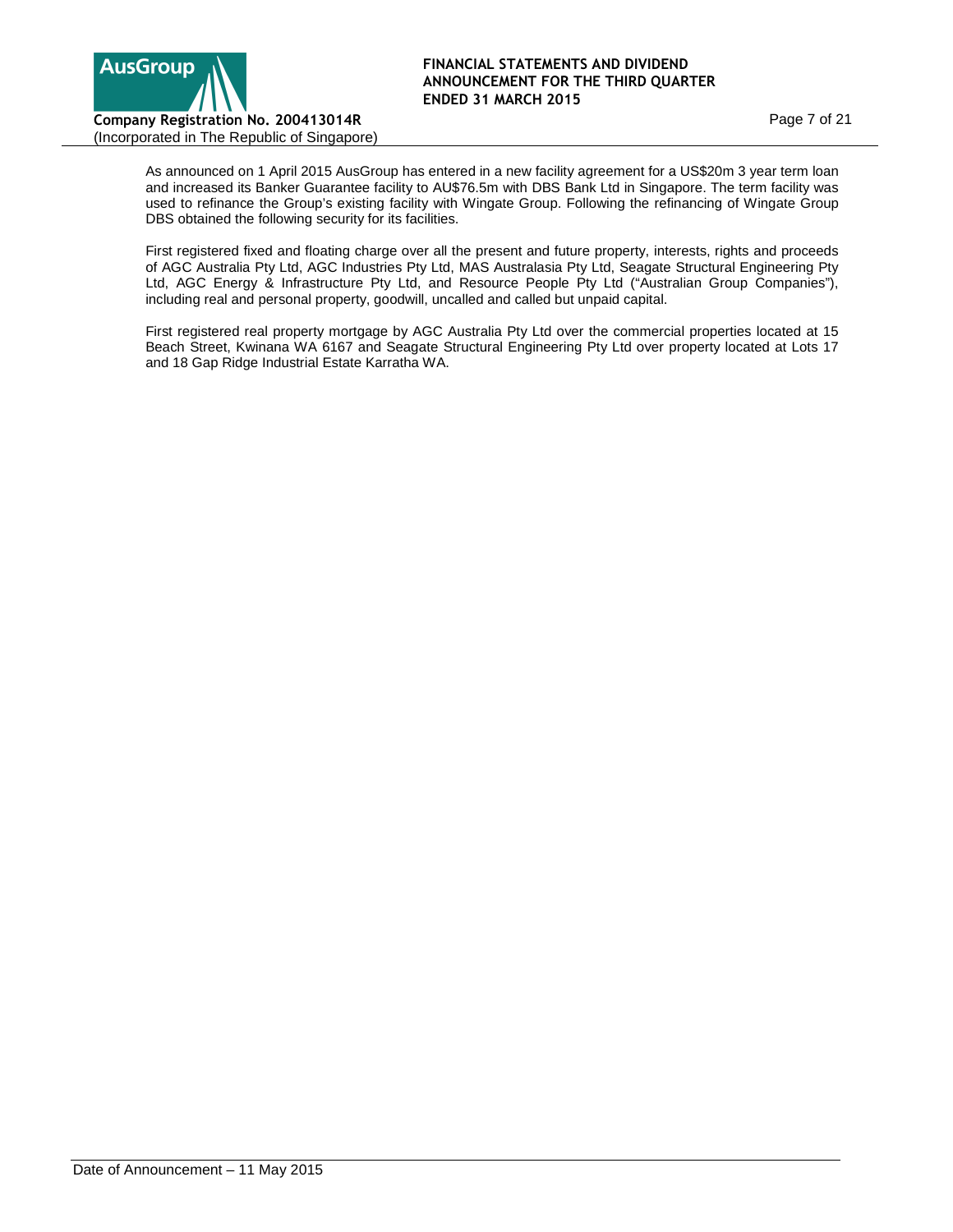As announced on 1 April 2015 AusGroup has entered in a new facility agreement for a US$20m 3 year term loan and increased its Banker Guarantee facility to AU$76.5m with DBS Bank Ltd in Singapore. The term facility was used to refinance the Group's existing facility with Wingate Group. Following the refinancing of Wingate Group DBS obtained the following security for its facilities.

First registered fixed and floating charge over all the present and future property, interests, rights and proceeds of AGC Australia Pty Ltd, AGC Industries Pty Ltd, MAS Australasia Pty Ltd, Seagate Structural Engineering Pty Ltd, AGC Energy & Infrastructure Pty Ltd, and Resource People Pty Ltd ("Australian Group Companies"), including real and personal property, goodwill, uncalled and called but unpaid capital.

First registered real property mortgage by AGC Australia Pty Ltd over the commercial properties located at 15 Beach Street, Kwinana WA 6167 and Seagate Structural Engineering Pty Ltd over property located at Lots 17 and 18 Gap Ridge Industrial Estate Karratha WA.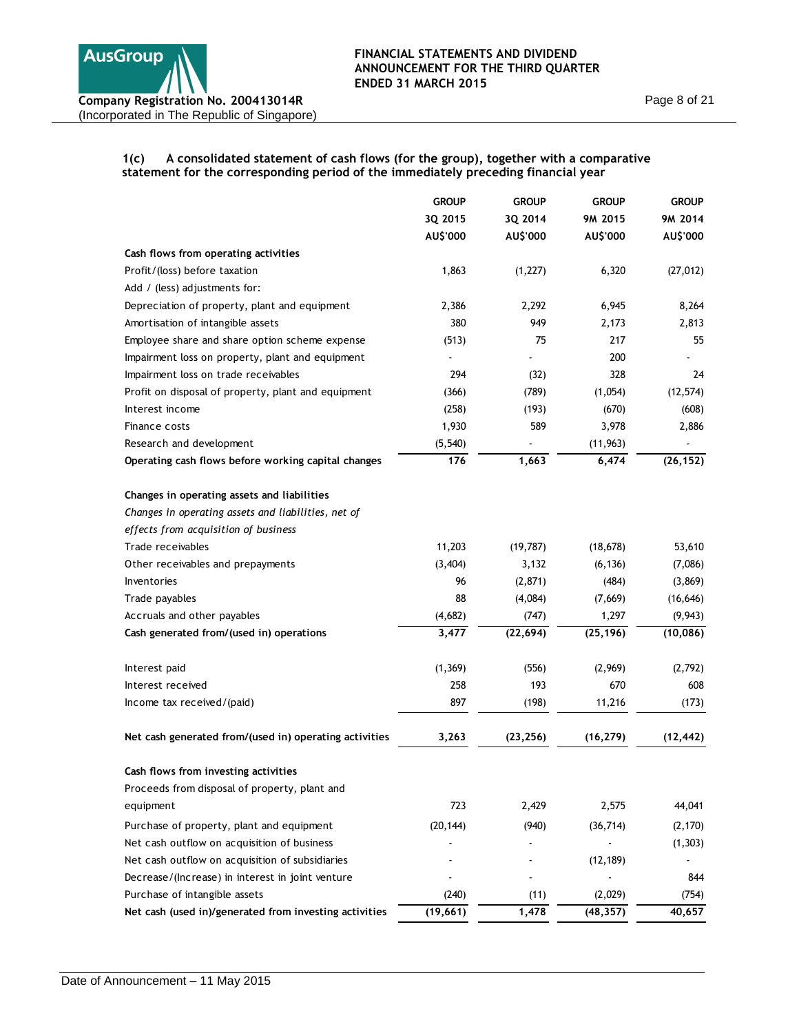### 1(c) A consolidated statement of cash flows (for the group), together with a comparative statement for the corresponding period of the immediately preceding financial year

| | GROUP 3Q 2015 AU$'000 | GROUP 3Q 2014 AU$'000 | GROUP 9M 2015 AU$'000 | GROUP 9M 2014 AU$'000 |
|---|---|---|---|---|
| **Cash flows from operating activities** | | | | |
| Profit/(loss) before taxation | 1,863 | (1,227) | 6,320 | (27,012) |
| Add / (less) adjustments for: | | | | |
| Depreciation of property, plant and equipment | 2,386 | 2,292 | 6,945 | 8,264 |
| Amortisation of intangible assets | 380 | 949 | 2,173 | 2,813 |
| Employee share and share option scheme expense | (513) | 75 | 217 | 55 |
| Impairment loss on property, plant and equipment | - | - | 200 | - |
| Impairment loss on trade receivables | 294 | (32) | 328 | 24 |
| Profit on disposal of property, plant and equipment | (366) | (789) | (1,054) | (12,574) |
| Interest income | (258) | (193) | (670) | (608) |
| Finance costs | 1,930 | 589 | 3,978 | 2,886 |
| Research and development | (5,540) | - | (11,963) | - |
| **Operating cash flows before working capital changes** | **176** | **1,663** | **6,474** | **(26,152)** |
| | | | | |
| **Changes in operating assets and liabilities** | | | | |
| *Changes in operating assets and liabilities, net of effects from acquisition of business* | | | | |
| Trade receivables | 11,203 | (19,787) | (18,678) | 53,610 |
| Other receivables and prepayments | (3,404) | 3,132 | (6,136) | (7,086) |
| Inventories | 96 | (2,871) | (484) | (3,869) |
| Trade payables | 88 | (4,084) | (7,669) | (16,646) |
| Accruals and other payables | (4,682) | (747) | 1,297 | (9,943) |
| **Cash generated from/(used in) operations** | **3,477** | **(22,694)** | **(25,196)** | **(10,086)** |
| | | | | |
| Interest paid | (1,369) | (556) | (2,969) | (2,792) |
| Interest received | 258 | 193 | 670 | 608 |
| Income tax received/(paid) | 897 | (198) | 11,216 | (173) |
| | | | | |
| **Net cash generated from/(used in) operating activities** | **3,263** | **(23,256)** | **(16,279)** | **(12,442)** |
| | | | | |
| **Cash flows from investing activities** | | | | |
| Proceeds from disposal of property, plant and equipment | 723 | 2,429 | 2,575 | 44,041 |
| Purchase of property, plant and equipment | (20,144) | (940) | (36,714) | (2,170) |
| Net cash outflow on acquisition of business | - | - | - | (1,303) |
| Net cash outflow on acquisition of subsidiaries | - | - | (12,189) | - |
| Decrease/(Increase) in interest in joint venture | - | - | - | 844 |
| Purchase of intangible assets | (240) | (11) | (2,029) | (754) |
| **Net cash (used in)/generated from investing activities** | **(19,661)** | **1,478** | **(48,357)** | **40,657** |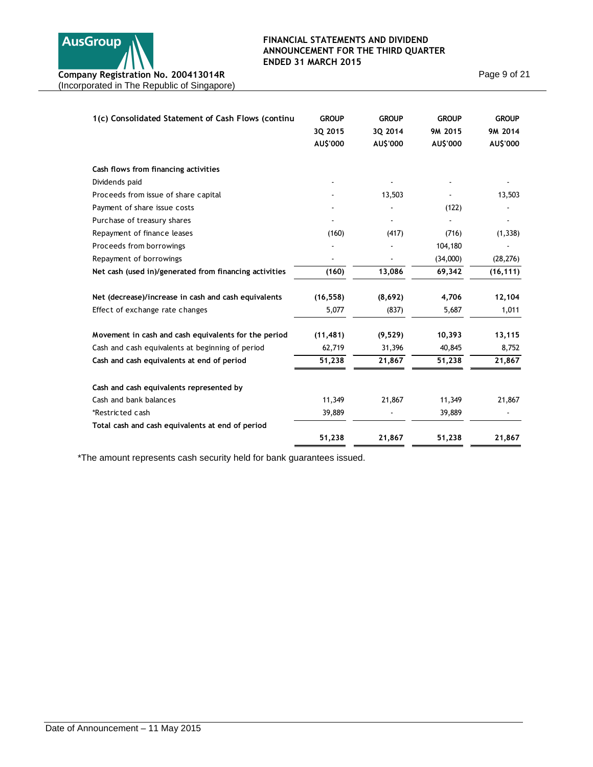| 1(c) Consolidated Statement of Cash Flows (continu | GROUP 3Q 2015 AU$'000 | GROUP 3Q 2014 AU$'000 | GROUP 9M 2015 AU$'000 | GROUP 9M 2014 AU$'000 |
|---|---|---|---|---|
| **Cash flows from financing activities** | | | | |
| Dividends paid | - | - | - | - |
| Proceeds from issue of share capital | - | 13,503 | - | 13,503 |
| Payment of share issue costs | - | - | (122) | - |
| Purchase of treasury shares | - | - | - | - |
| Repayment of finance leases | (160) | (417) | (716) | (1,338) |
| Proceeds from borrowings | - | - | 104,180 | - |
| Repayment of borrowings | - | - | (34,000) | (28,276) |
| **Net cash (used in)/generated from financing activities** | **(160)** | **13,086** | **69,342** | **(16,111)** |
| | | | | |
| **Net (decrease)/increase in cash and cash equivalents** | **(16,558)** | **(8,692)** | **4,706** | **12,104** |
| Effect of exchange rate changes | 5,077 | (837) | 5,687 | 1,011 |
| | | | | |
| **Movement in cash and cash equivalents for the period** | **(11,481)** | **(9,529)** | **10,393** | **13,115** |
| Cash and cash equivalents at beginning of period | 62,719 | 31,396 | 40,845 | 8,752 |
| **Cash and cash equivalents at end of period** | **51,238** | **21,867** | **51,238** | **21,867** |
| | | | | |
| **Cash and cash equivalents represented by** | | | | |
| Cash and bank balances | 11,349 | 21,867 | 11,349 | 21,867 |
| *Restricted cash | 39,889 | - | 39,889 | - |
| **Total cash and cash equivalents at end of period** | **51,238** | **21,867** | **51,238** | **21,867** |

*The amount represents cash security held for bank guarantees issued.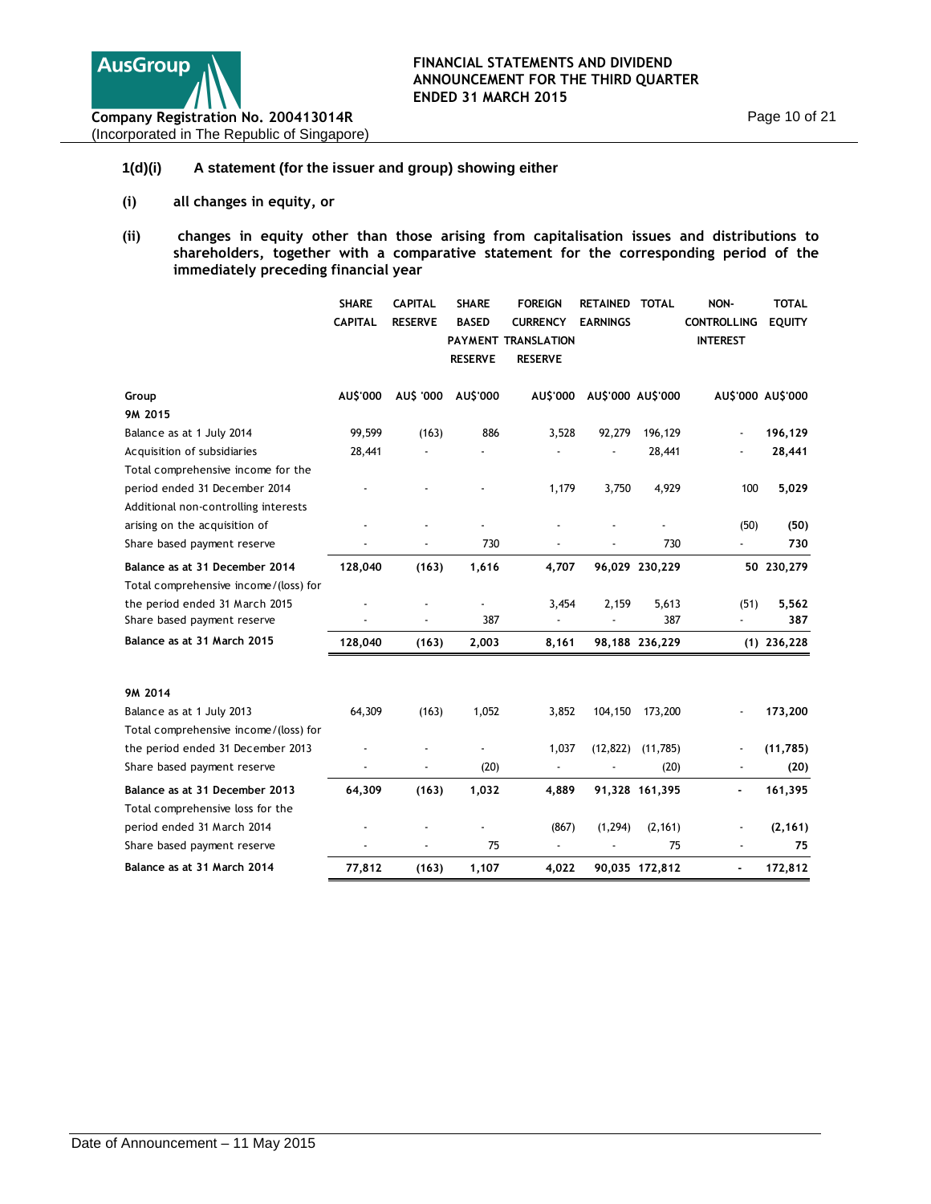## 1(d)(i) A statement (for the issuer and group) showing either

**(i) all changes in equity, or**

**(ii) changes in equity other than those arising from capitalisation issues and distributions to shareholders, together with a comparative statement for the corresponding period of the immediately preceding financial year**

| | SHARE CAPITAL | CAPITAL RESERVE | SHARE BASED PAYMENT RESERVE | FOREIGN CURRENCY TRANSLATION RESERVE | RETAINED EARNINGS | TOTAL | NON-CONTROLLING INTEREST | TOTAL EQUITY |
|---|---|---|---|---|---|---|---|---|
| **Group** | AU$'000 | AU$ '000 | AU$'000 | AU$'000 | AU$'000 | AU$'000 | AU$'000 | AU$'000 |
| **9M 2015** | | | | | | | | |
| Balance as at 1 July 2014 | 99,599 | (163) | 886 | 3,528 | 92,279 | 196,129 | - | **196,129** |
| Acquisition of subsidiaries | 28,441 | - | - | - | - | 28,441 | - | **28,441** |
| Total comprehensive income for the period ended 31 December 2014 | - | - | - | 1,179 | 3,750 | 4,929 | 100 | **5,029** |
| Additional non-controlling interests arising on the acquisition of | - | - | - | - | - | - | (50) | **(50)** |
| Share based payment reserve | - | - | 730 | - | - | 730 | - | **730** |
| **Balance as at 31 December 2014** | **128,040** | **(163)** | **1,616** | **4,707** | **96,029** | **230,229** | **50** | **230,279** |
| Total comprehensive income/(loss) for the period ended 31 March 2015 | - | - | - | 3,454 | 2,159 | 5,613 | (51) | **5,562** |
| Share based payment reserve | - | - | 387 | - | - | 387 | - | **387** |
| **Balance as at 31 March 2015** | **128,040** | **(163)** | **2,003** | **8,161** | **98,188** | **236,229** | **(1)** | **236,228** |
| | | | | | | | | |
| **9M 2014** | | | | | | | | |
| Balance as at 1 July 2013 | 64,309 | (163) | 1,052 | 3,852 | 104,150 | 173,200 | - | **173,200** |
| Total comprehensive income/(loss) for the period ended 31 December 2013 | - | - | - | 1,037 | (12,822) | (11,785) | - | **(11,785)** |
| Share based payment reserve | - | - | (20) | - | - | (20) | - | **(20)** |
| **Balance as at 31 December 2013** | **64,309** | **(163)** | **1,032** | **4,889** | **91,328** | **161,395** | **-** | **161,395** |
| Total comprehensive loss for the period ended 31 March 2014 | - | - | - | (867) | (1,294) | (2,161) | - | **(2,161)** |
| Share based payment reserve | - | - | 75 | - | - | 75 | - | **75** |
| **Balance as at 31 March 2014** | **77,812** | **(163)** | **1,107** | **4,022** | **90,035** | **172,812** | **-** | **172,812** |

Date of Announcement – 11 May 2015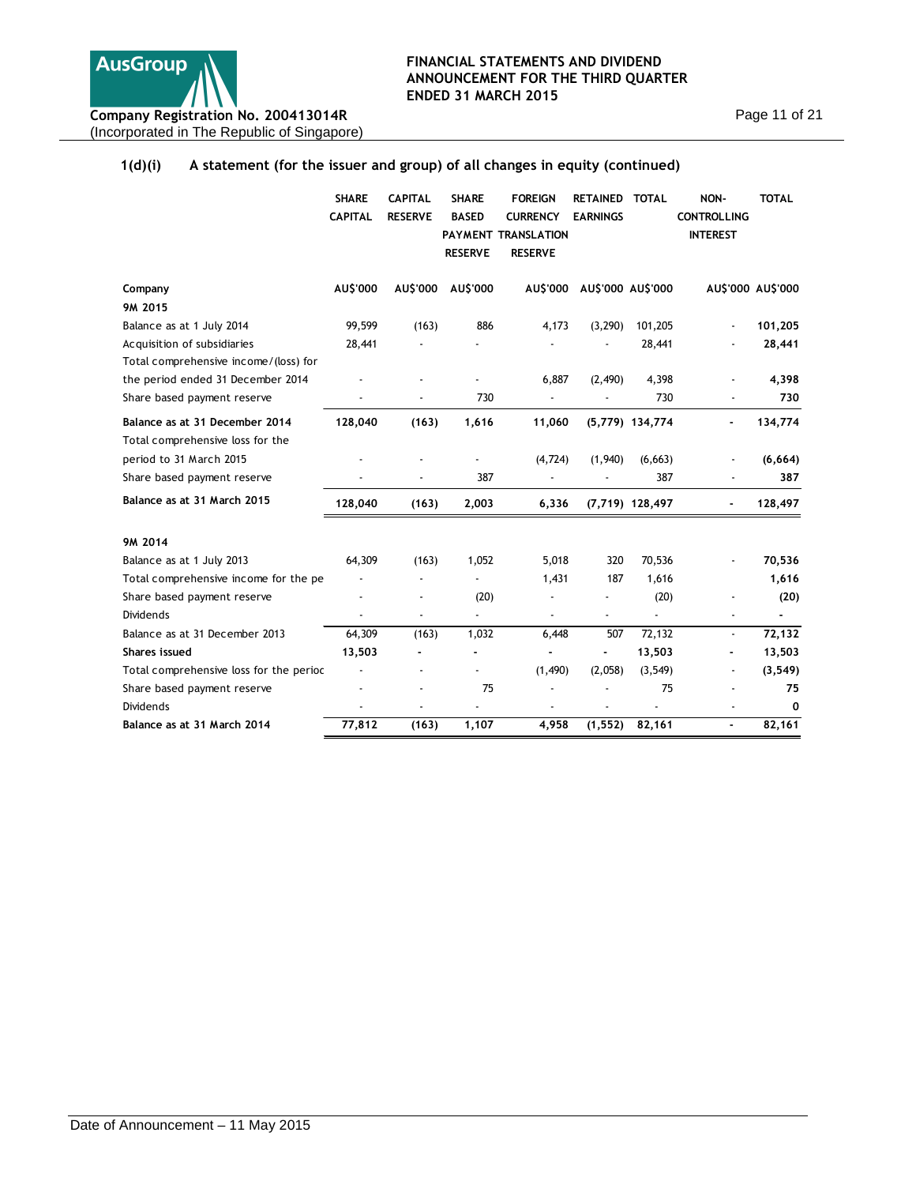## 1(d)(i) A statement (for the issuer and group) of all changes in equity (continued)

| | SHARE CAPITAL | CAPITAL RESERVE | SHARE BASED PAYMENT RESERVE | FOREIGN CURRENCY TRANSLATION RESERVE | RETAINED EARNINGS | TOTAL | NON-CONTROLLING INTEREST | TOTAL |
|---|---|---|---|---|---|---|---|---|
| **Company** | **AU$'000** | **AU$'000** | **AU$'000** | **AU$'000** | **AU$'000** | **AU$'000** | **AU$'000** | **AU$'000** |
| **9M 2015** | | | | | | | | |
| Balance as at 1 July 2014 | 99,599 | (163) | 886 | 4,173 | (3,290) | 101,205 | - | **101,205** |
| Acquisition of subsidiaries | 28,441 | - | - | - | - | 28,441 | - | **28,441** |
| Total comprehensive income/(loss) for the period ended 31 December 2014 | - | - | - | 6,887 | (2,490) | 4,398 | - | **4,398** |
| Share based payment reserve | - | - | 730 | - | - | 730 | - | **730** |
| **Balance as at 31 December 2014** | **128,040** | **(163)** | **1,616** | **11,060** | **(5,779)** | **134,774** | **-** | **134,774** |
| Total comprehensive loss for the period to 31 March 2015 | - | - | - | (4,724) | (1,940) | (6,663) | - | **(6,664)** |
| Share based payment reserve | - | - | 387 | - | - | 387 | - | **387** |
| **Balance as at 31 March 2015** | **128,040** | **(163)** | **2,003** | **6,336** | **(7,719)** | **128,497** | **-** | **128,497** |
| | | | | | | | | |
| **9M 2014** | | | | | | | | |
| Balance as at 1 July 2013 | 64,309 | (163) | 1,052 | 5,018 | 320 | 70,536 | - | **70,536** |
| Total comprehensive income for the pe | - | - | - | 1,431 | 187 | 1,616 | | **1,616** |
| Share based payment reserve | - | - | (20) | - | - | (20) | - | **(20)** |
| Dividends | - | - | - | - | - | - | - | **-** |
| Balance as at 31 December 2013 | 64,309 | (163) | 1,032 | 6,448 | 507 | 72,132 | - | **72,132** |
| **Shares issued** | **13,503** | **-** | **-** | **-** | **-** | **13,503** | **-** | **13,503** |
| Total comprehensive loss for the perioc | - | - | - | (1,490) | (2,058) | (3,549) | - | **(3,549)** |
| Share based payment reserve | - | - | 75 | - | - | 75 | - | **75** |
| Dividends | - | - | - | - | - | - | - | **0** |
| **Balance as at 31 March 2014** | **77,812** | **(163)** | **1,107** | **4,958** | **(1,552)** | **82,161** | **-** | **82,161** |

Date of Announcement – 11 May 2015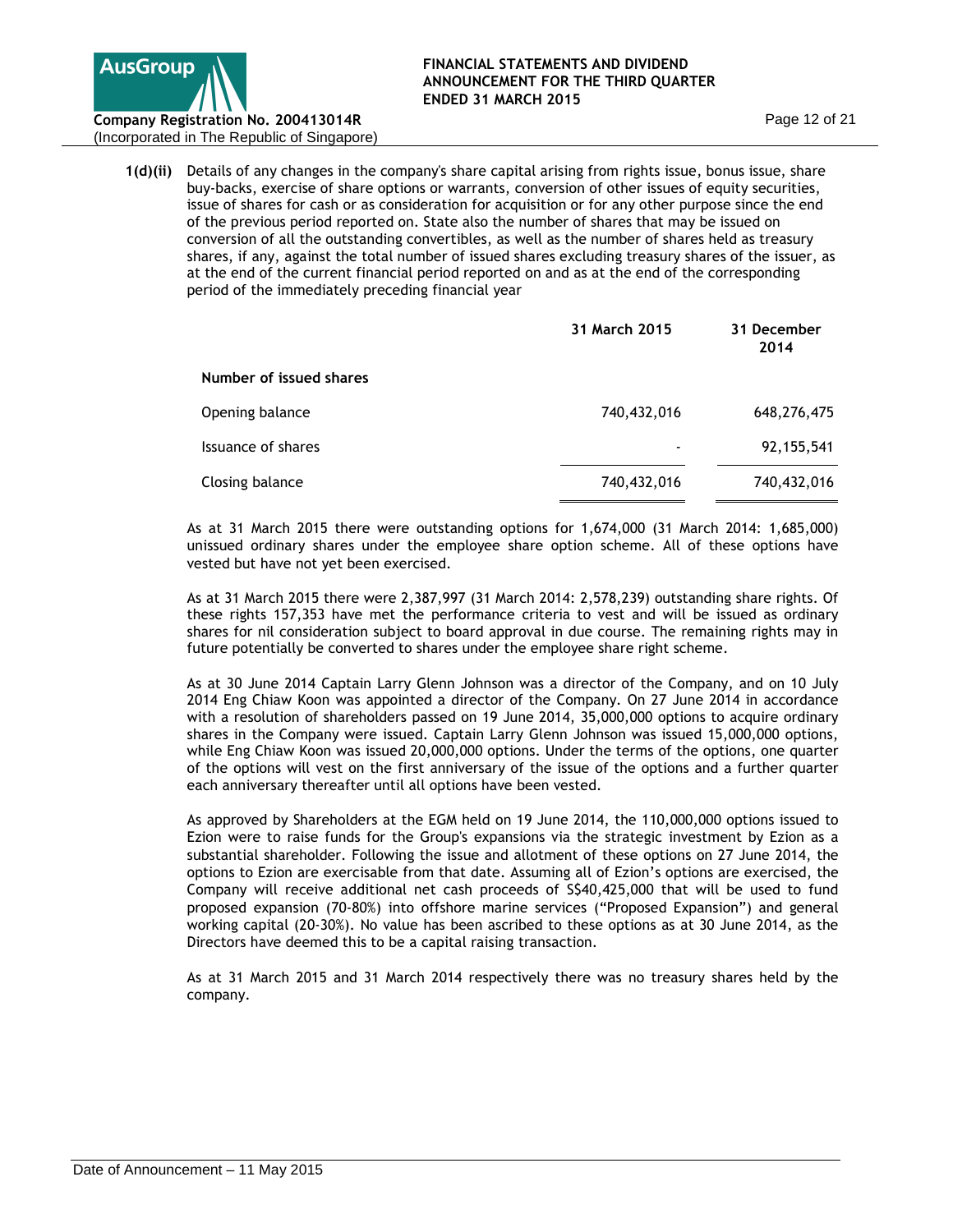**1(d)(ii)** Details of any changes in the company's share capital arising from rights issue, bonus issue, share buy-backs, exercise of share options or warrants, conversion of other issues of equity securities, issue of shares for cash or as consideration for acquisition or for any other purpose since the end of the previous period reported on. State also the number of shares that may be issued on conversion of all the outstanding convertibles, as well as the number of shares held as treasury shares, if any, against the total number of issued shares excluding treasury shares of the issuer, as at the end of the current financial period reported on and as at the end of the corresponding period of the immediately preceding financial year

| | **31 March 2015** | **31 December 2014** |
|---|---|---|
| **Number of issued shares** | | |
| Opening balance | 740,432,016 | 648,276,475 |
| Issuance of shares | - | 92,155,541 |
| Closing balance | 740,432,016 | 740,432,016 |

As at 31 March 2015 there were outstanding options for 1,674,000 (31 March 2014: 1,685,000) unissued ordinary shares under the employee share option scheme. All of these options have vested but have not yet been exercised.

As at 31 March 2015 there were 2,387,997 (31 March 2014: 2,578,239) outstanding share rights. Of these rights 157,353 have met the performance criteria to vest and will be issued as ordinary shares for nil consideration subject to board approval in due course. The remaining rights may in future potentially be converted to shares under the employee share right scheme.

As at 30 June 2014 Captain Larry Glenn Johnson was a director of the Company, and on 10 July 2014 Eng Chiaw Koon was appointed a director of the Company. On 27 June 2014 in accordance with a resolution of shareholders passed on 19 June 2014, 35,000,000 options to acquire ordinary shares in the Company were issued. Captain Larry Glenn Johnson was issued 15,000,000 options, while Eng Chiaw Koon was issued 20,000,000 options. Under the terms of the options, one quarter of the options will vest on the first anniversary of the issue of the options and a further quarter each anniversary thereafter until all options have been vested.

As approved by Shareholders at the EGM held on 19 June 2014, the 110,000,000 options issued to Ezion were to raise funds for the Group's expansions via the strategic investment by Ezion as a substantial shareholder. Following the issue and allotment of these options on 27 June 2014, the options to Ezion are exercisable from that date. Assuming all of Ezion's options are exercised, the Company will receive additional net cash proceeds of S$40,425,000 that will be used to fund proposed expansion (70-80%) into offshore marine services ("Proposed Expansion") and general working capital (20-30%). No value has been ascribed to these options as at 30 June 2014, as the Directors have deemed this to be a capital raising transaction.

As at 31 March 2015 and 31 March 2014 respectively there was no treasury shares held by the company.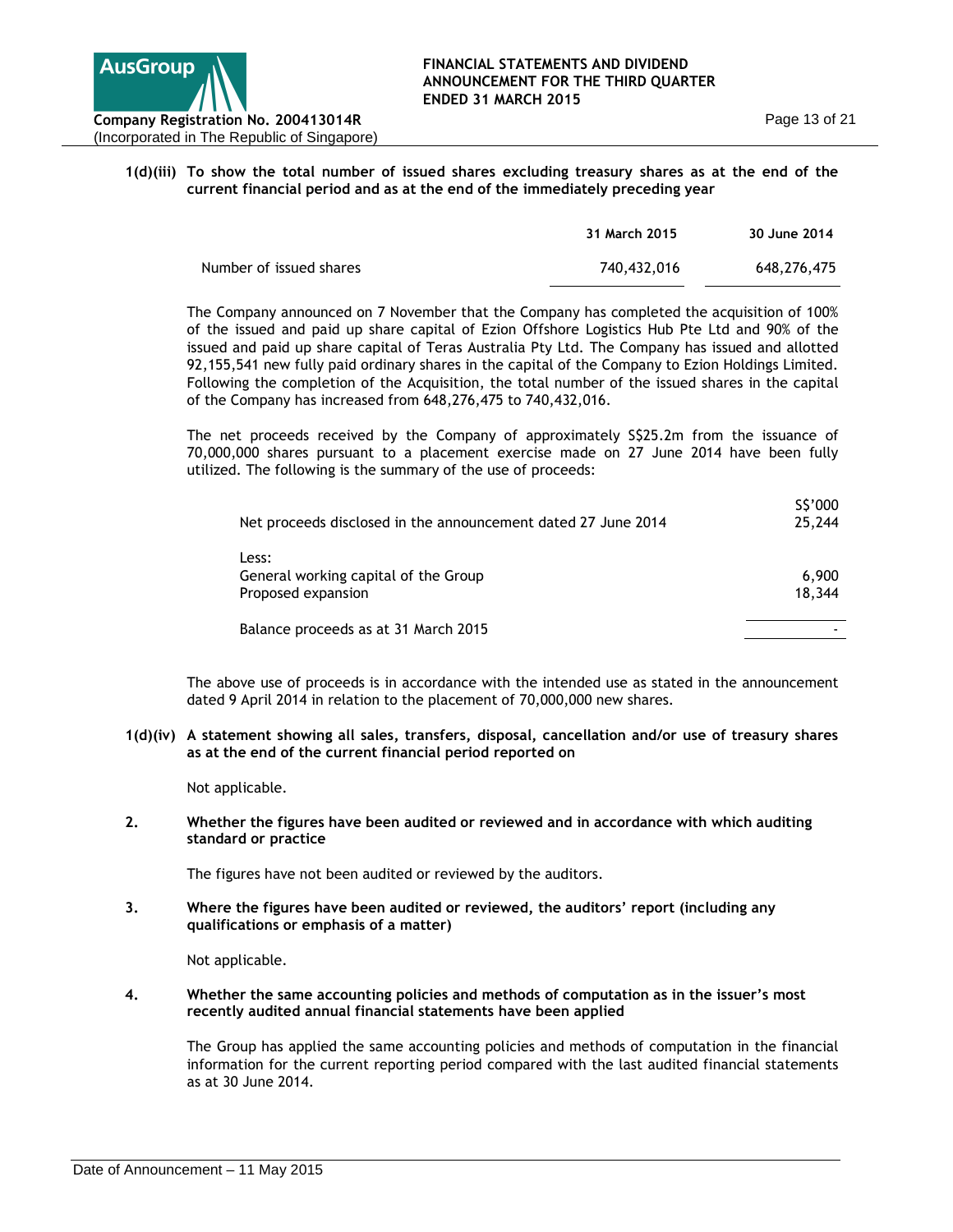**1(d)(iii) To show the total number of issued shares excluding treasury shares as at the end of the current financial period and as at the end of the immediately preceding year**

| | 31 March 2015 | 30 June 2014 |
|---|---|---|
| Number of issued shares | 740,432,016 | 648,276,475 |

The Company announced on 7 November that the Company has completed the acquisition of 100% of the issued and paid up share capital of Ezion Offshore Logistics Hub Pte Ltd and 90% of the issued and paid up share capital of Teras Australia Pty Ltd. The Company has issued and allotted 92,155,541 new fully paid ordinary shares in the capital of the Company to Ezion Holdings Limited. Following the completion of the Acquisition, the total number of the issued shares in the capital of the Company has increased from 648,276,475 to 740,432,016.

The net proceeds received by the Company of approximately S$25.2m from the issuance of 70,000,000 shares pursuant to a placement exercise made on 27 June 2014 have been fully utilized. The following is the summary of the use of proceeds:

| | S$'000 |
|---|---|
| Net proceeds disclosed in the announcement dated 27 June 2014 | 25,244 |
| Less: | |
| General working capital of the Group | 6,900 |
| Proposed expansion | 18,344 |
| Balance proceeds as at 31 March 2015 | - |

The above use of proceeds is in accordance with the intended use as stated in the announcement dated 9 April 2014 in relation to the placement of 70,000,000 new shares.

**1(d)(iv) A statement showing all sales, transfers, disposal, cancellation and/or use of treasury shares as at the end of the current financial period reported on**

Not applicable.

**2. Whether the figures have been audited or reviewed and in accordance with which auditing standard or practice**

The figures have not been audited or reviewed by the auditors.

**3. Where the figures have been audited or reviewed, the auditors' report (including any qualifications or emphasis of a matter)**

Not applicable.

**4. Whether the same accounting policies and methods of computation as in the issuer's most recently audited annual financial statements have been applied**

The Group has applied the same accounting policies and methods of computation in the financial information for the current reporting period compared with the last audited financial statements as at 30 June 2014.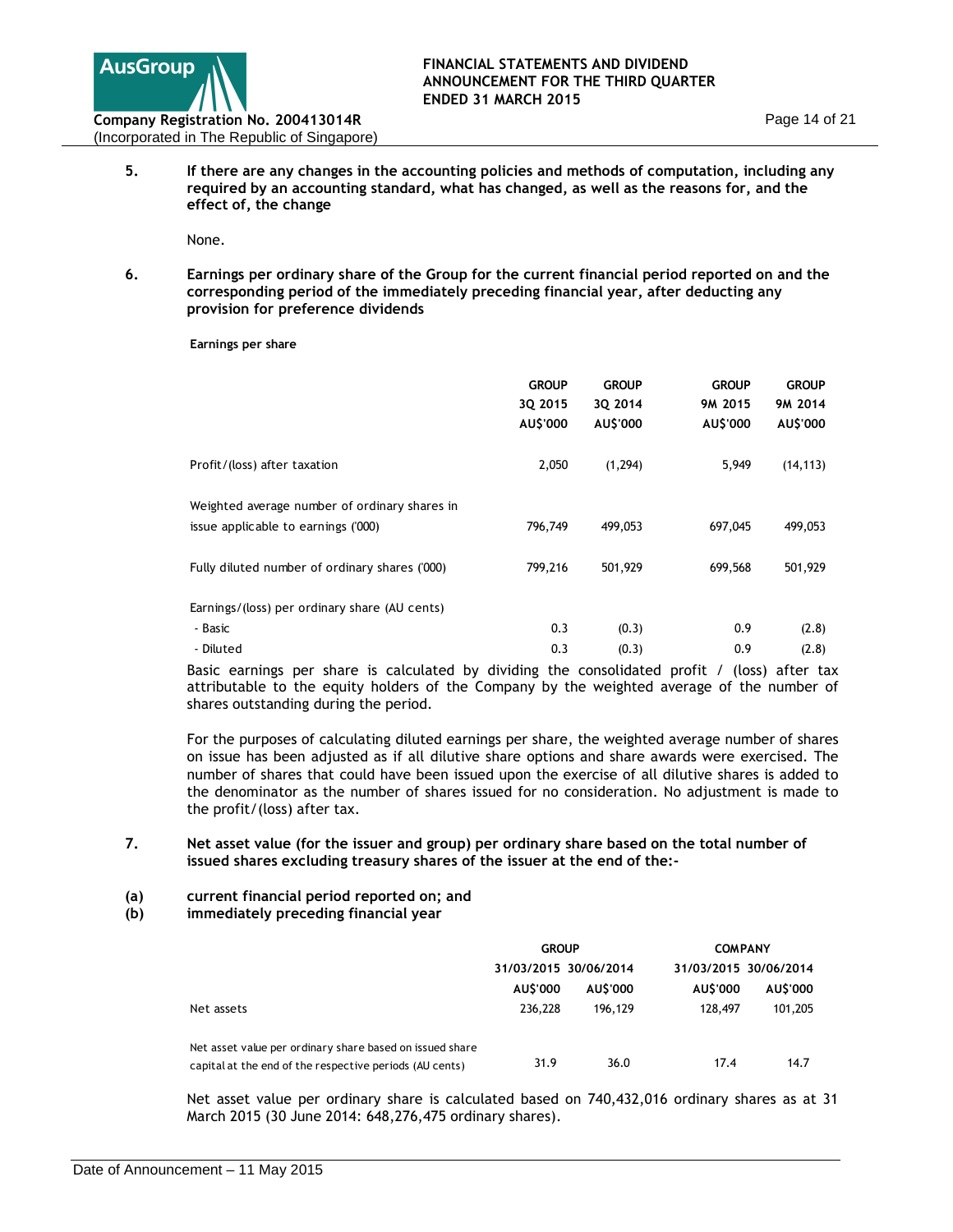5. **If there are any changes in the accounting policies and methods of computation, including any required by an accounting standard, what has changed, as well as the reasons for, and the effect of, the change**

None.

6. **Earnings per ordinary share of the Group for the current financial period reported on and the corresponding period of the immediately preceding financial year, after deducting any provision for preference dividends**

**Earnings per share**

| | GROUP 3Q 2015 AU$'000 | GROUP 3Q 2014 AU$'000 | GROUP 9M 2015 AU$'000 | GROUP 9M 2014 AU$'000 |
|---|---|---|---|---|
| Profit/(loss) after taxation | 2,050 | (1,294) | 5,949 | (14,113) |
| Weighted average number of ordinary shares in issue applicable to earnings ('000) | 796,749 | 499,053 | 697,045 | 499,053 |
| Fully diluted number of ordinary shares ('000) | 799,216 | 501,929 | 699,568 | 501,929 |
| Earnings/(loss) per ordinary share (AU cents) | | | | |
| - Basic | 0.3 | (0.3) | 0.9 | (2.8) |
| - Diluted | 0.3 | (0.3) | 0.9 | (2.8) |

Basic earnings per share is calculated by dividing the consolidated profit / (loss) after tax attributable to the equity holders of the Company by the weighted average of the number of shares outstanding during the period.

For the purposes of calculating diluted earnings per share, the weighted average number of shares on issue has been adjusted as if all dilutive share options and share awards were exercised. The number of shares that could have been issued upon the exercise of all dilutive shares is added to the denominator as the number of shares issued for no consideration. No adjustment is made to the profit/(loss) after tax.

7. **Net asset value (for the issuer and group) per ordinary share based on the total number of issued shares excluding treasury shares of the issuer at the end of the:-**

(a) **current financial period reported on; and**
(b) **immediately preceding financial year**

| | GROUP | | COMPANY | |
|---|---|---|---|---|
| | 31/03/2015 | 30/06/2014 | 31/03/2015 | 30/06/2014 |
| | AU$'000 | AU$'000 | AU$'000 | AU$'000 |
| Net assets | 236,228 | 196,129 | 128,497 | 101,205 |
| Net asset value per ordinary share based on issued share capital at the end of the respective periods (AU cents) | 31.9 | 36.0 | 17.4 | 14.7 |

Net asset value per ordinary share is calculated based on 740,432,016 ordinary shares as at 31 March 2015 (30 June 2014: 648,276,475 ordinary shares).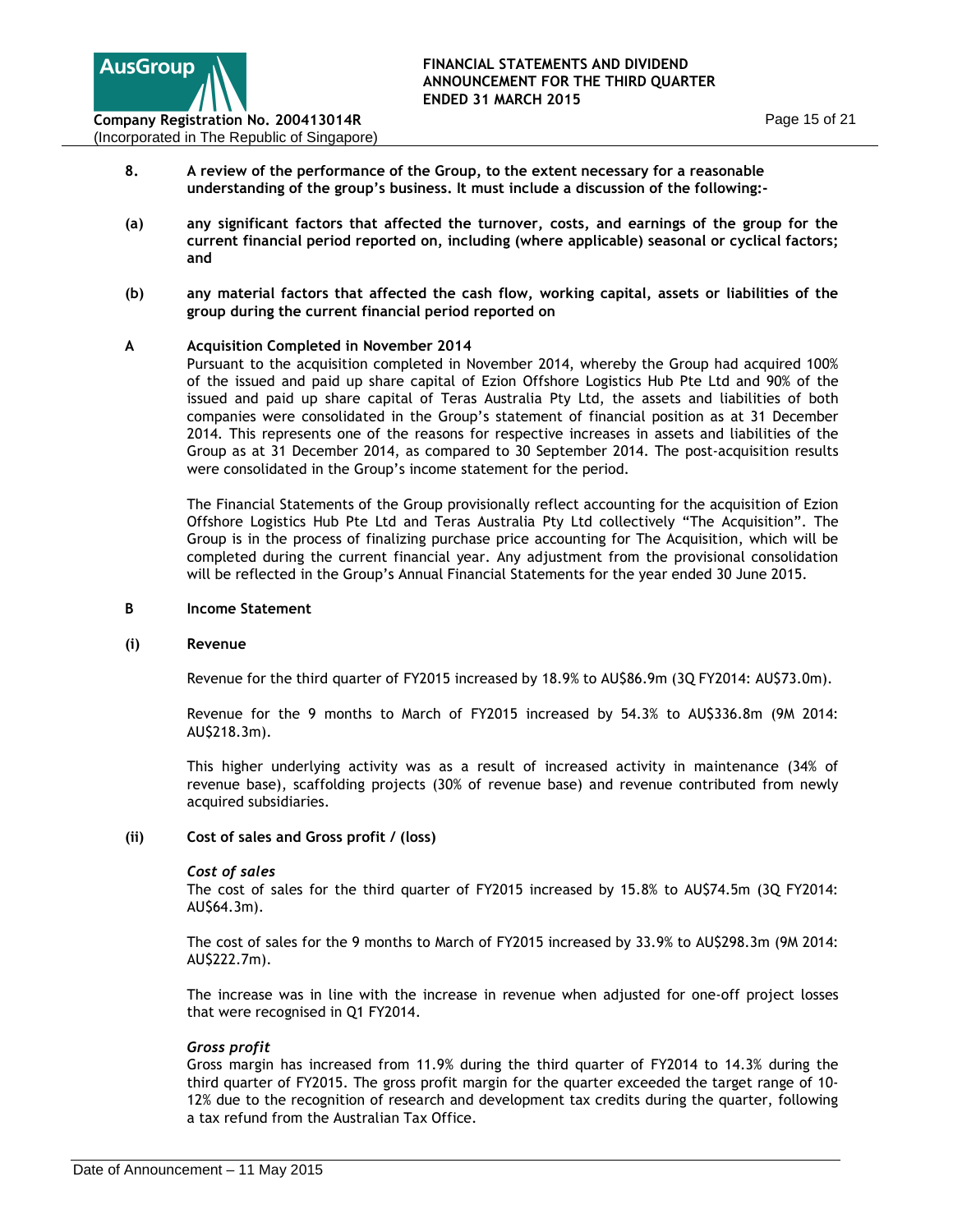**8. A review of the performance of the Group, to the extent necessary for a reasonable understanding of the group's business. It must include a discussion of the following:-**

**(a) any significant factors that affected the turnover, costs, and earnings of the group for the current financial period reported on, including (where applicable) seasonal or cyclical factors; and**

**(b) any material factors that affected the cash flow, working capital, assets or liabilities of the group during the current financial period reported on**

**A Acquisition Completed in November 2014**

Pursuant to the acquisition completed in November 2014, whereby the Group had acquired 100% of the issued and paid up share capital of Ezion Offshore Logistics Hub Pte Ltd and 90% of the issued and paid up share capital of Teras Australia Pty Ltd, the assets and liabilities of both companies were consolidated in the Group's statement of financial position as at 31 December 2014. This represents one of the reasons for respective increases in assets and liabilities of the Group as at 31 December 2014, as compared to 30 September 2014. The post-acquisition results were consolidated in the Group's income statement for the period.

The Financial Statements of the Group provisionally reflect accounting for the acquisition of Ezion Offshore Logistics Hub Pte Ltd and Teras Australia Pty Ltd collectively "The Acquisition". The Group is in the process of finalizing purchase price accounting for The Acquisition, which will be completed during the current financial year. Any adjustment from the provisional consolidation will be reflected in the Group's Annual Financial Statements for the year ended 30 June 2015.

**B Income Statement**

**(i) Revenue**

Revenue for the third quarter of FY2015 increased by 18.9% to AU$86.9m (3Q FY2014: AU$73.0m).

Revenue for the 9 months to March of FY2015 increased by 54.3% to AU$336.8m (9M 2014: AU$218.3m).

This higher underlying activity was as a result of increased activity in maintenance (34% of revenue base), scaffolding projects (30% of revenue base) and revenue contributed from newly acquired subsidiaries.

**(ii) Cost of sales and Gross profit / (loss)**

*Cost of sales*

The cost of sales for the third quarter of FY2015 increased by 15.8% to AU$74.5m (3Q FY2014: AU$64.3m).

The cost of sales for the 9 months to March of FY2015 increased by 33.9% to AU$298.3m (9M 2014: AU$222.7m).

The increase was in line with the increase in revenue when adjusted for one-off project losses that were recognised in Q1 FY2014.

*Gross profit*

Gross margin has increased from 11.9% during the third quarter of FY2014 to 14.3% during the third quarter of FY2015. The gross profit margin for the quarter exceeded the target range of 10-12% due to the recognition of research and development tax credits during the quarter, following a tax refund from the Australian Tax Office.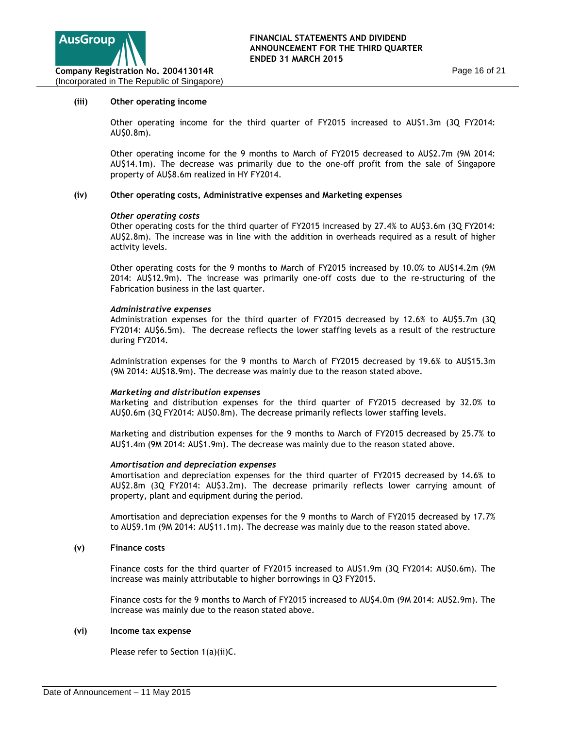**(iii) Other operating income**

Other operating income for the third quarter of FY2015 increased to AU$1.3m (3Q FY2014: AU$0.8m).

Other operating income for the 9 months to March of FY2015 decreased to AU$2.7m (9M 2014: AU$14.1m). The decrease was primarily due to the one-off profit from the sale of Singapore property of AU$8.6m realized in HY FY2014.

**(iv) Other operating costs, Administrative expenses and Marketing expenses**

***Other operating costs***

Other operating costs for the third quarter of FY2015 increased by 27.4% to AU$3.6m (3Q FY2014: AU$2.8m). The increase was in line with the addition in overheads required as a result of higher activity levels.

Other operating costs for the 9 months to March of FY2015 increased by 10.0% to AU$14.2m (9M 2014: AU$12.9m). The increase was primarily one-off costs due to the re-structuring of the Fabrication business in the last quarter.

***Administrative expenses***

Administration expenses for the third quarter of FY2015 decreased by 12.6% to AU$5.7m (3Q FY2014: AU$6.5m). The decrease reflects the lower staffing levels as a result of the restructure during FY2014.

Administration expenses for the 9 months to March of FY2015 decreased by 19.6% to AU$15.3m (9M 2014: AU$18.9m). The decrease was mainly due to the reason stated above.

***Marketing and distribution expenses***

Marketing and distribution expenses for the third quarter of FY2015 decreased by 32.0% to AU$0.6m (3Q FY2014: AU$0.8m). The decrease primarily reflects lower staffing levels.

Marketing and distribution expenses for the 9 months to March of FY2015 decreased by 25.7% to AU$1.4m (9M 2014: AU$1.9m). The decrease was mainly due to the reason stated above.

***Amortisation and depreciation expenses***

Amortisation and depreciation expenses for the third quarter of FY2015 decreased by 14.6% to AU$2.8m (3Q FY2014: AU$3.2m). The decrease primarily reflects lower carrying amount of property, plant and equipment during the period.

Amortisation and depreciation expenses for the 9 months to March of FY2015 decreased by 17.7% to AU$9.1m (9M 2014: AU$11.1m). The decrease was mainly due to the reason stated above.

**(v) Finance costs**

Finance costs for the third quarter of FY2015 increased to AU$1.9m (3Q FY2014: AU$0.6m). The increase was mainly attributable to higher borrowings in Q3 FY2015.

Finance costs for the 9 months to March of FY2015 increased to AU$4.0m (9M 2014: AU$2.9m). The increase was mainly due to the reason stated above.

**(vi) Income tax expense**

Please refer to Section 1(a)(ii)C.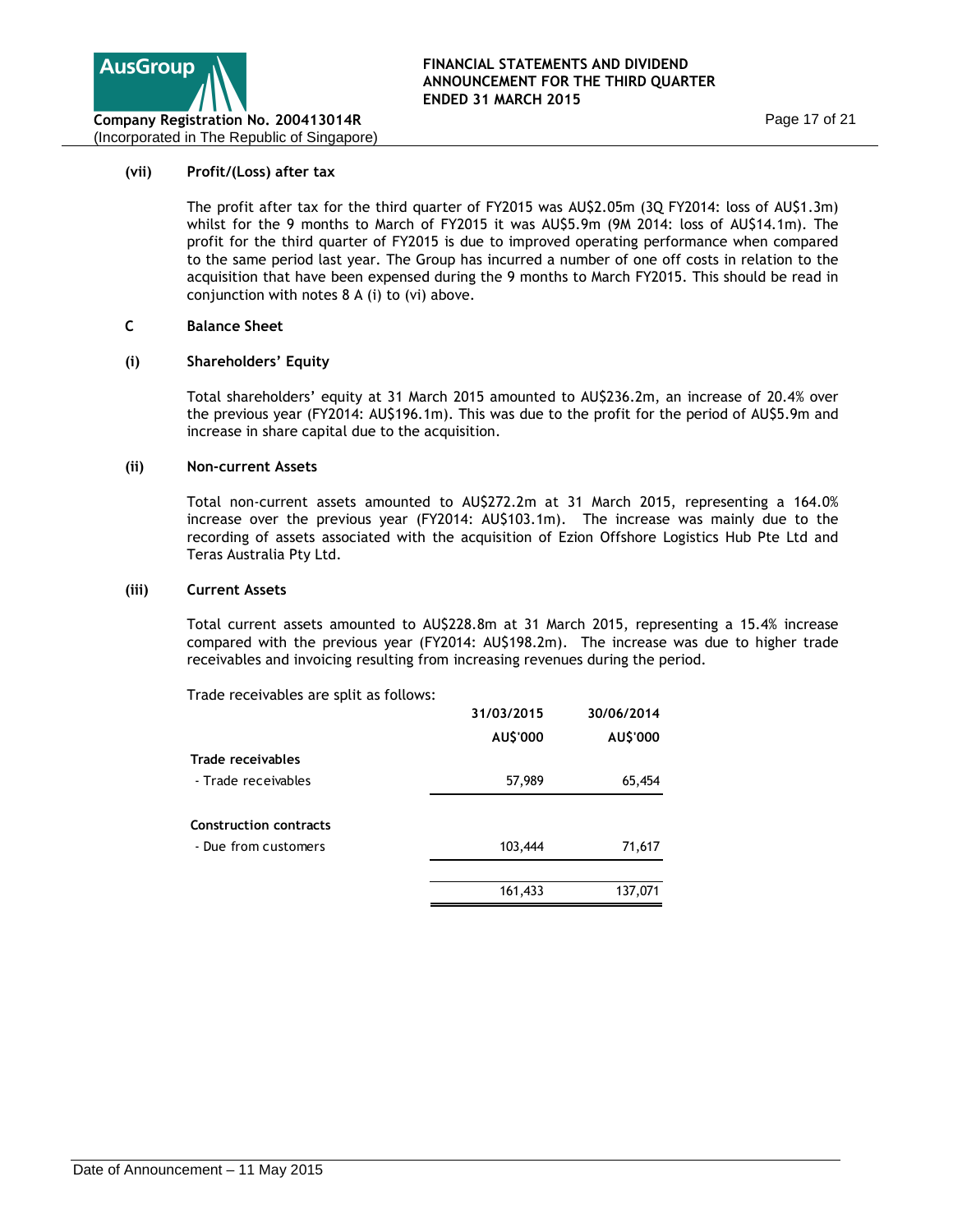**(vii) Profit/(Loss) after tax**

The profit after tax for the third quarter of FY2015 was AU$2.05m (3Q FY2014: loss of AU$1.3m) whilst for the 9 months to March of FY2015 it was AU$5.9m (9M 2014: loss of AU$14.1m). The profit for the third quarter of FY2015 is due to improved operating performance when compared to the same period last year. The Group has incurred a number of one off costs in relation to the acquisition that have been expensed during the 9 months to March FY2015. This should be read in conjunction with notes 8 A (i) to (vi) above.

## C Balance Sheet

**(i) Shareholders' Equity**

Total shareholders' equity at 31 March 2015 amounted to AU$236.2m, an increase of 20.4% over the previous year (FY2014: AU$196.1m). This was due to the profit for the period of AU$5.9m and increase in share capital due to the acquisition.

**(ii) Non-current Assets**

Total non-current assets amounted to AU$272.2m at 31 March 2015, representing a 164.0% increase over the previous year (FY2014: AU$103.1m). The increase was mainly due to the recording of assets associated with the acquisition of Ezion Offshore Logistics Hub Pte Ltd and Teras Australia Pty Ltd.

**(iii) Current Assets**

Total current assets amounted to AU$228.8m at 31 March 2015, representing a 15.4% increase compared with the previous year (FY2014: AU$198.2m). The increase was due to higher trade receivables and invoicing resulting from increasing revenues during the period.

Trade receivables are split as follows:

| | 31/03/2015 | 30/06/2014 |
|---|---|---|
| | AU$'000 | AU$'000 |
| **Trade receivables** | | |
| - Trade receivables | 57,989 | 65,454 |
| **Construction contracts** | | |
| - Due from customers | 103,444 | 71,617 |
| | 161,433 | 137,071 |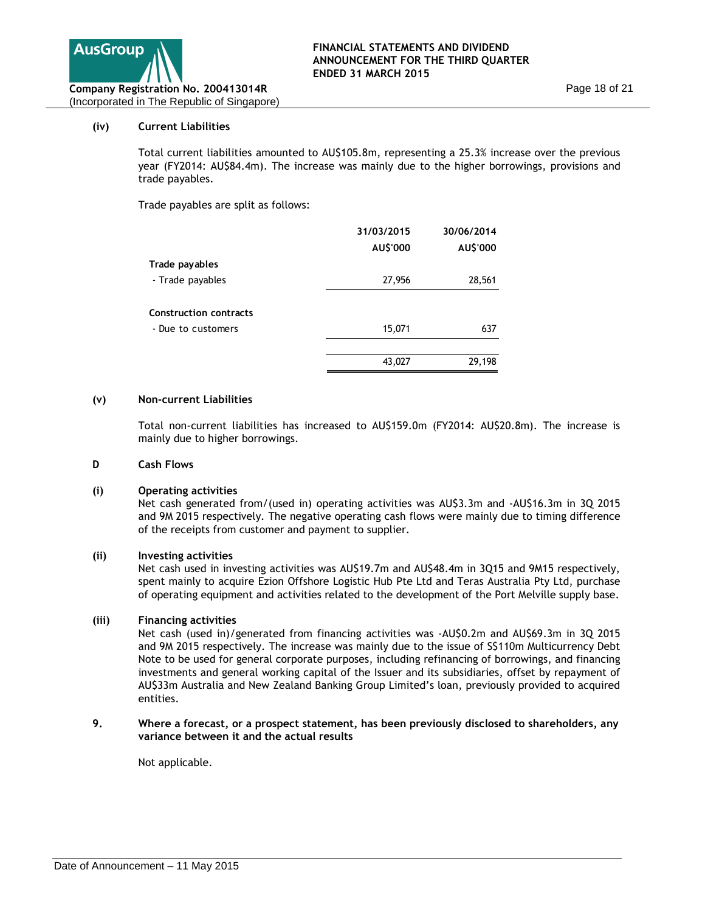### (iv) Current Liabilities

Total current liabilities amounted to AU$105.8m, representing a 25.3% increase over the previous year (FY2014: AU$84.4m). The increase was mainly due to the higher borrowings, provisions and trade payables.

Trade payables are split as follows:

| | 31/03/2015 AU$'000 | 30/06/2014 AU$'000 |
|---|---|---|
| **Trade payables** | | |
| - Trade payables | 27,956 | 28,561 |
| **Construction contracts** | | |
| - Due to customers | 15,071 | 637 |
| | 43,027 | 29,198 |

### (v) Non-current Liabilities

Total non-current liabilities has increased to AU$159.0m (FY2014: AU$20.8m). The increase is mainly due to higher borrowings.

## D Cash Flows

### (i) Operating activities

Net cash generated from/(used in) operating activities was AU$3.3m and -AU$16.3m in 3Q 2015 and 9M 2015 respectively. The negative operating cash flows were mainly due to timing difference of the receipts from customer and payment to supplier.

### (ii) Investing activities

Net cash used in investing activities was AU$19.7m and AU$48.4m in 3Q15 and 9M15 respectively, spent mainly to acquire Ezion Offshore Logistic Hub Pte Ltd and Teras Australia Pty Ltd, purchase of operating equipment and activities related to the development of the Port Melville supply base.

### (iii) Financing activities

Net cash (used in)/generated from financing activities was -AU$0.2m and AU$69.3m in 3Q 2015 and 9M 2015 respectively. The increase was mainly due to the issue of S$110m Multicurrency Debt Note to be used for general corporate purposes, including refinancing of borrowings, and financing investments and general working capital of the Issuer and its subsidiaries, offset by repayment of AU$33m Australia and New Zealand Banking Group Limited's loan, previously provided to acquired entities.

## 9. Where a forecast, or a prospect statement, has been previously disclosed to shareholders, any variance between it and the actual results

Not applicable.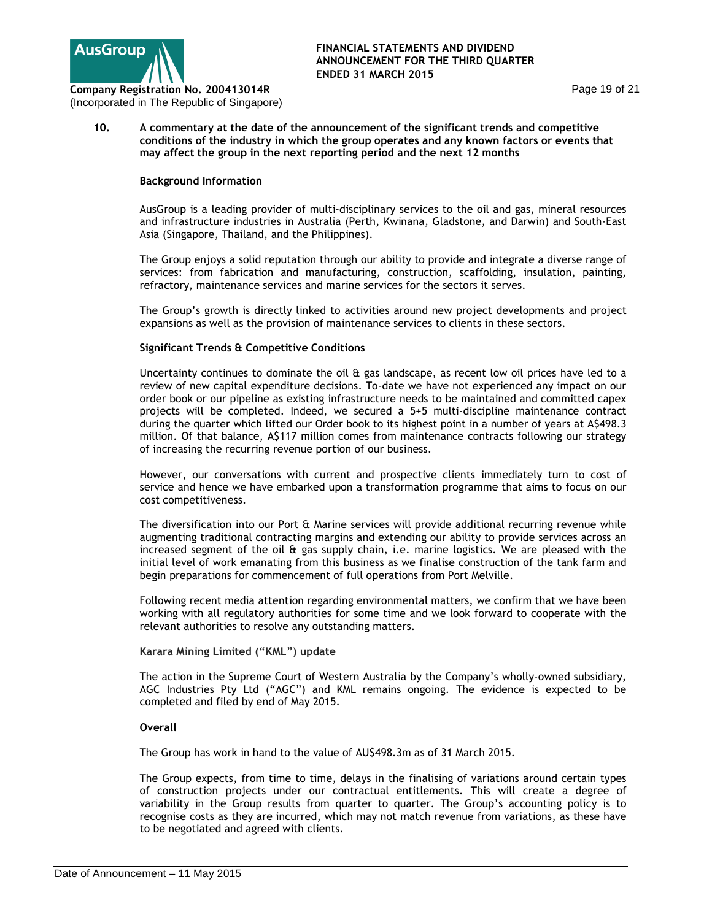## 10. A commentary at the date of the announcement of the significant trends and competitive conditions of the industry in which the group operates and any known factors or events that may affect the group in the next reporting period and the next 12 months

**Background Information**

AusGroup is a leading provider of multi-disciplinary services to the oil and gas, mineral resources and infrastructure industries in Australia (Perth, Kwinana, Gladstone, and Darwin) and South-East Asia (Singapore, Thailand, and the Philippines).

The Group enjoys a solid reputation through our ability to provide and integrate a diverse range of services: from fabrication and manufacturing, construction, scaffolding, insulation, painting, refractory, maintenance services and marine services for the sectors it serves.

The Group's growth is directly linked to activities around new project developments and project expansions as well as the provision of maintenance services to clients in these sectors.

**Significant Trends & Competitive Conditions**

Uncertainty continues to dominate the oil & gas landscape, as recent low oil prices have led to a review of new capital expenditure decisions. To-date we have not experienced any impact on our order book or our pipeline as existing infrastructure needs to be maintained and committed capex projects will be completed. Indeed, we secured a 5+5 multi-discipline maintenance contract during the quarter which lifted our Order book to its highest point in a number of years at A$498.3 million. Of that balance, A$117 million comes from maintenance contracts following our strategy of increasing the recurring revenue portion of our business.

However, our conversations with current and prospective clients immediately turn to cost of service and hence we have embarked upon a transformation programme that aims to focus on our cost competitiveness.

The diversification into our Port & Marine services will provide additional recurring revenue while augmenting traditional contracting margins and extending our ability to provide services across an increased segment of the oil & gas supply chain, i.e. marine logistics. We are pleased with the initial level of work emanating from this business as we finalise construction of the tank farm and begin preparations for commencement of full operations from Port Melville.

Following recent media attention regarding environmental matters, we confirm that we have been working with all regulatory authorities for some time and we look forward to cooperate with the relevant authorities to resolve any outstanding matters.

**Karara Mining Limited ("KML") update**

The action in the Supreme Court of Western Australia by the Company's wholly-owned subsidiary, AGC Industries Pty Ltd ("AGC") and KML remains ongoing. The evidence is expected to be completed and filed by end of May 2015.

**Overall**

The Group has work in hand to the value of AU$498.3m as of 31 March 2015.

The Group expects, from time to time, delays in the finalising of variations around certain types of construction projects under our contractual entitlements. This will create a degree of variability in the Group results from quarter to quarter. The Group's accounting policy is to recognise costs as they are incurred, which may not match revenue from variations, as these have to be negotiated and agreed with clients.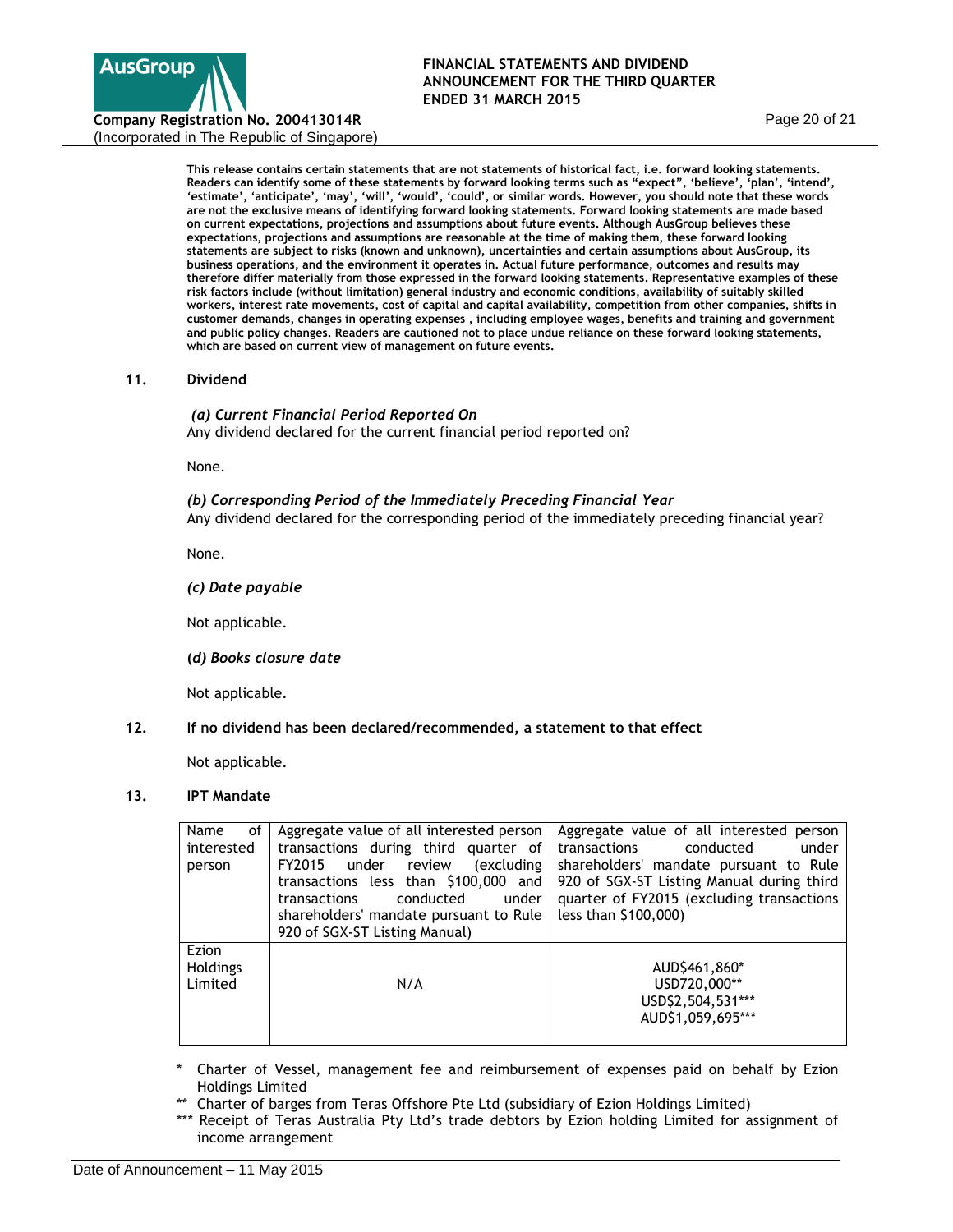**This release contains certain statements that are not statements of historical fact, i.e. forward looking statements. Readers can identify some of these statements by forward looking terms such as "expect", 'believe', 'plan', 'intend', 'estimate', 'anticipate', 'may', 'will', 'would', 'could', or similar words. However, you should note that these words are not the exclusive means of identifying forward looking statements. Forward looking statements are made based on current expectations, projections and assumptions about future events. Although AusGroup believes these expectations, projections and assumptions are reasonable at the time of making them, these forward looking statements are subject to risks (known and unknown), uncertainties and certain assumptions about AusGroup, its business operations, and the environment it operates in. Actual future performance, outcomes and results may therefore differ materially from those expressed in the forward looking statements. Representative examples of these risk factors include (without limitation) general industry and economic conditions, availability of suitably skilled workers, interest rate movements, cost of capital and capital availability, competition from other companies, shifts in customer demands, changes in operating expenses , including employee wages, benefits and training and government and public policy changes. Readers are cautioned not to place undue reliance on these forward looking statements, which are based on current view of management on future events.**

## 11. Dividend

***(a) Current Financial Period Reported On***

Any dividend declared for the current financial period reported on?

None.

***(b) Corresponding Period of the Immediately Preceding Financial Year***

Any dividend declared for the corresponding period of the immediately preceding financial year?

None.

***(c) Date payable***

Not applicable.

***(d) Books closure date***

Not applicable.

## 12. If no dividend has been declared/recommended, a statement to that effect

Not applicable.

## 13. IPT Mandate

| Name of interested person | Aggregate value of all interested person transactions during third quarter of FY2015 under review (excluding transactions less than $100,000 and transactions conducted under shareholders' mandate pursuant to Rule 920 of SGX-ST Listing Manual) | Aggregate value of all interested person transactions conducted under shareholders' mandate pursuant to Rule 920 of SGX-ST Listing Manual during third quarter of FY2015 (excluding transactions less than $100,000) |
|---|---|---|
| Ezion Holdings Limited | N/A | AUD$461,860*<br>USD720,000**<br>USD$2,504,531***<br>AUD$1,059,695*** |

\* Charter of Vessel, management fee and reimbursement of expenses paid on behalf by Ezion Holdings Limited

** Charter of barges from Teras Offshore Pte Ltd (subsidiary of Ezion Holdings Limited)

*** Receipt of Teras Australia Pty Ltd's trade debtors by Ezion holding Limited for assignment of income arrangement

Date of Announcement – 11 May 2015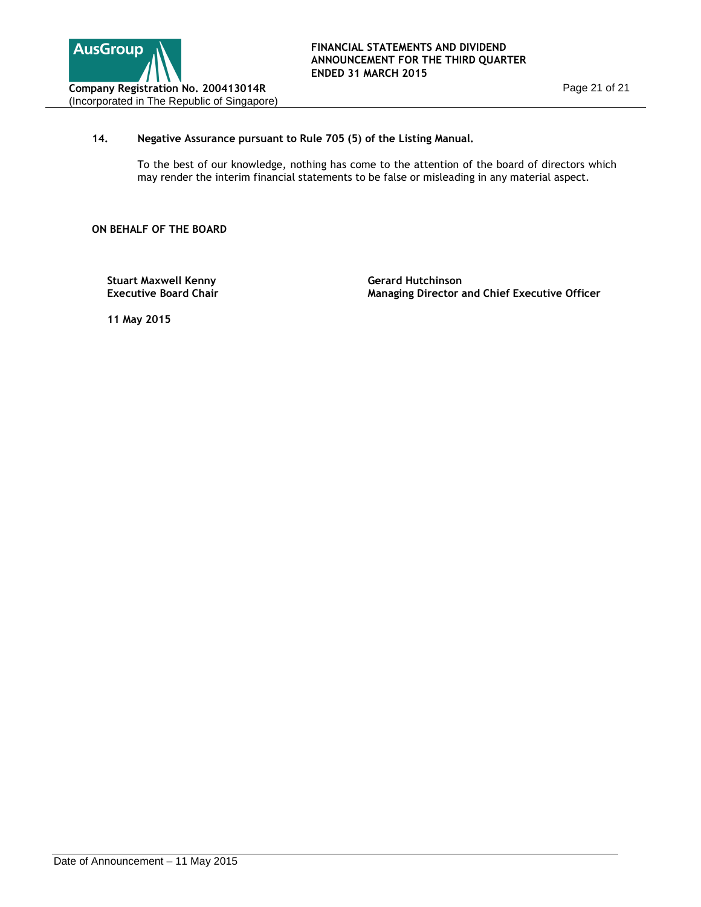## 14. Negative Assurance pursuant to Rule 705 (5) of the Listing Manual.

To the best of our knowledge, nothing has come to the attention of the board of directors which may render the interim financial statements to be false or misleading in any material aspect.

**ON BEHALF OF THE BOARD**

**Stuart Maxwell Kenny**
**Executive Board Chair**

**Gerard Hutchinson**
**Managing Director and Chief Executive Officer**

**11 May 2015**